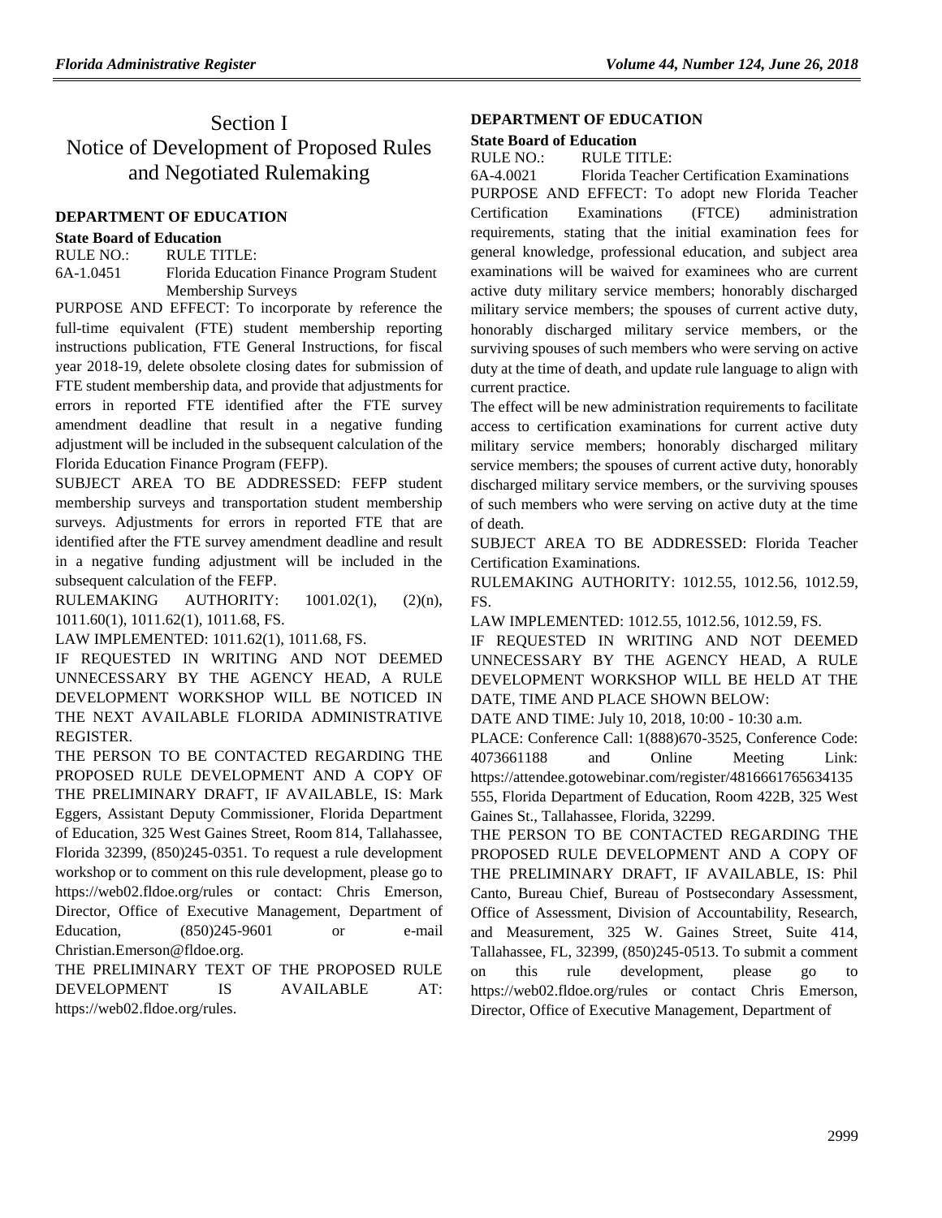# Section I
# Notice of Development of Proposed Rules and Negotiated Rulemaking

## DEPARTMENT OF EDUCATION

**State Board of Education**

RULE NO.: RULE TITLE:

6A-1.0451 Florida Education Finance Program Student Membership Surveys

PURPOSE AND EFFECT: To incorporate by reference the full-time equivalent (FTE) student membership reporting instructions publication, FTE General Instructions, for fiscal year 2018-19, delete obsolete closing dates for submission of FTE student membership data, and provide that adjustments for errors in reported FTE identified after the FTE survey amendment deadline that result in a negative funding adjustment will be included in the subsequent calculation of the Florida Education Finance Program (FEFP).

SUBJECT AREA TO BE ADDRESSED: FEFP student membership surveys and transportation student membership surveys. Adjustments for errors in reported FTE that are identified after the FTE survey amendment deadline and result in a negative funding adjustment will be included in the subsequent calculation of the FEFP.

RULEMAKING AUTHORITY: 1001.02(1), (2)(n), 1011.60(1), 1011.62(1), 1011.68, FS.

LAW IMPLEMENTED: 1011.62(1), 1011.68, FS.

IF REQUESTED IN WRITING AND NOT DEEMED UNNECESSARY BY THE AGENCY HEAD, A RULE DEVELOPMENT WORKSHOP WILL BE NOTICED IN THE NEXT AVAILABLE FLORIDA ADMINISTRATIVE REGISTER.

THE PERSON TO BE CONTACTED REGARDING THE PROPOSED RULE DEVELOPMENT AND A COPY OF THE PRELIMINARY DRAFT, IF AVAILABLE, IS: Mark Eggers, Assistant Deputy Commissioner, Florida Department of Education, 325 West Gaines Street, Room 814, Tallahassee, Florida 32399, (850)245-0351. To request a rule development workshop or to comment on this rule development, please go to https://web02.fldoe.org/rules or contact: Chris Emerson, Director, Office of Executive Management, Department of Education, (850)245-9601 or e-mail Christian.Emerson@fldoe.org.

THE PRELIMINARY TEXT OF THE PROPOSED RULE DEVELOPMENT IS AVAILABLE AT: https://web02.fldoe.org/rules.

## DEPARTMENT OF EDUCATION

**State Board of Education**

RULE NO.: RULE TITLE:

6A-4.0021 Florida Teacher Certification Examinations

PURPOSE AND EFFECT: To adopt new Florida Teacher Certification Examinations (FTCE) administration requirements, stating that the initial examination fees for general knowledge, professional education, and subject area examinations will be waived for examinees who are current active duty military service members; honorably discharged military service members; the spouses of current active duty, honorably discharged military service members, or the surviving spouses of such members who were serving on active duty at the time of death, and update rule language to align with current practice.

The effect will be new administration requirements to facilitate access to certification examinations for current active duty military service members; honorably discharged military service members; the spouses of current active duty, honorably discharged military service members, or the surviving spouses of such members who were serving on active duty at the time of death.

SUBJECT AREA TO BE ADDRESSED: Florida Teacher Certification Examinations.

RULEMAKING AUTHORITY: 1012.55, 1012.56, 1012.59, FS.

LAW IMPLEMENTED: 1012.55, 1012.56, 1012.59, FS.

IF REQUESTED IN WRITING AND NOT DEEMED UNNECESSARY BY THE AGENCY HEAD, A RULE DEVELOPMENT WORKSHOP WILL BE HELD AT THE DATE, TIME AND PLACE SHOWN BELOW:

DATE AND TIME: July 10, 2018, 10:00 - 10:30 a.m.

PLACE: Conference Call: 1(888)670-3525, Conference Code: 4073661188 and Online Meeting Link: https://attendee.gotowebinar.com/register/4816661765634135555, Florida Department of Education, Room 422B, 325 West Gaines St., Tallahassee, Florida, 32299.

THE PERSON TO BE CONTACTED REGARDING THE PROPOSED RULE DEVELOPMENT AND A COPY OF THE PRELIMINARY DRAFT, IF AVAILABLE, IS: Phil Canto, Bureau Chief, Bureau of Postsecondary Assessment, Office of Assessment, Division of Accountability, Research, and Measurement, 325 W. Gaines Street, Suite 414, Tallahassee, FL, 32399, (850)245-0513. To submit a comment on this rule development, please go to https://web02.fldoe.org/rules or contact Chris Emerson, Director, Office of Executive Management, Department of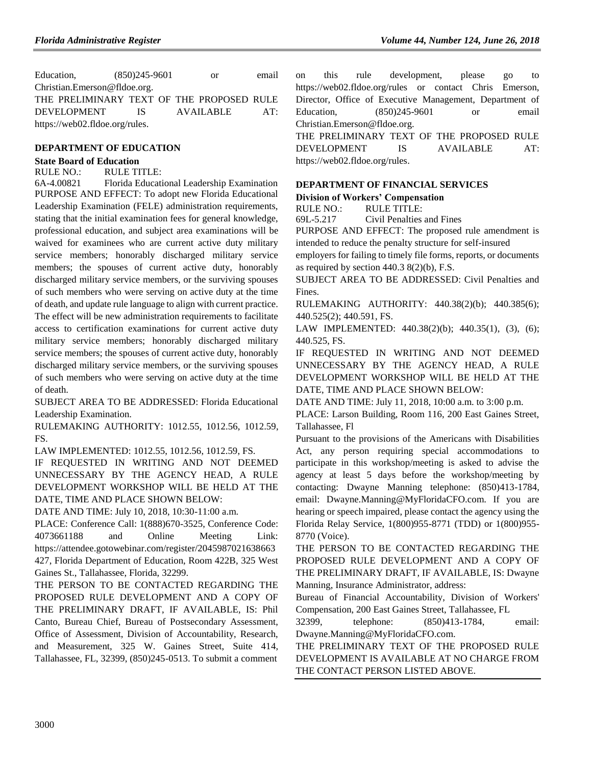Education, (850)245-9601 or email Christian.Emerson@fldoe.org.

THE PRELIMINARY TEXT OF THE PROPOSED RULE DEVELOPMENT IS AVAILABLE AT: https://web02.fldoe.org/rules.

## DEPARTMENT OF EDUCATION

### State Board of Education

RULE NO.: RULE TITLE:

6A-4.00821 Florida Educational Leadership Examination

PURPOSE AND EFFECT: To adopt new Florida Educational Leadership Examination (FELE) administration requirements, stating that the initial examination fees for general knowledge, professional education, and subject area examinations will be waived for examinees who are current active duty military service members; honorably discharged military service members; the spouses of current active duty, honorably discharged military service members, or the surviving spouses of such members who were serving on active duty at the time of death, and update rule language to align with current practice. The effect will be new administration requirements to facilitate access to certification examinations for current active duty military service members; honorably discharged military service members; the spouses of current active duty, honorably discharged military service members, or the surviving spouses of such members who were serving on active duty at the time of death.

SUBJECT AREA TO BE ADDRESSED: Florida Educational Leadership Examination.

RULEMAKING AUTHORITY: 1012.55, 1012.56, 1012.59, FS.

LAW IMPLEMENTED: 1012.55, 1012.56, 1012.59, FS.

IF REQUESTED IN WRITING AND NOT DEEMED UNNECESSARY BY THE AGENCY HEAD, A RULE DEVELOPMENT WORKSHOP WILL BE HELD AT THE DATE, TIME AND PLACE SHOWN BELOW:

DATE AND TIME: July 10, 2018, 10:30-11:00 a.m.

PLACE: Conference Call: 1(888)670-3525, Conference Code: 4073661188 and Online Meeting Link: https://attendee.gotowebinar.com/register/2045987021638663427, Florida Department of Education, Room 422B, 325 West Gaines St., Tallahassee, Florida, 32299.

THE PERSON TO BE CONTACTED REGARDING THE PROPOSED RULE DEVELOPMENT AND A COPY OF THE PRELIMINARY DRAFT, IF AVAILABLE, IS: Phil Canto, Bureau Chief, Bureau of Postsecondary Assessment, Office of Assessment, Division of Accountability, Research, and Measurement, 325 W. Gaines Street, Suite 414, Tallahassee, FL, 32399, (850)245-0513. To submit a comment on this rule development, please go to https://web02.fldoe.org/rules or contact Chris Emerson, Director, Office of Executive Management, Department of Education, (850)245-9601 or email Christian.Emerson@fldoe.org.

THE PRELIMINARY TEXT OF THE PROPOSED RULE DEVELOPMENT IS AVAILABLE AT: https://web02.fldoe.org/rules.

## DEPARTMENT OF FINANCIAL SERVICES

### Division of Workers' Compensation

RULE NO.: RULE TITLE:

69L-5.217 Civil Penalties and Fines

PURPOSE AND EFFECT: The proposed rule amendment is intended to reduce the penalty structure for self-insured employers for failing to timely file forms, reports, or documents as required by section 440.3 8(2)(b), F.S.

SUBJECT AREA TO BE ADDRESSED: Civil Penalties and Fines.

RULEMAKING AUTHORITY: 440.38(2)(b); 440.385(6); 440.525(2); 440.591, FS.

LAW IMPLEMENTED: 440.38(2)(b); 440.35(1), (3), (6); 440.525, FS.

IF REQUESTED IN WRITING AND NOT DEEMED UNNECESSARY BY THE AGENCY HEAD, A RULE DEVELOPMENT WORKSHOP WILL BE HELD AT THE DATE, TIME AND PLACE SHOWN BELOW:

DATE AND TIME: July 11, 2018, 10:00 a.m. to 3:00 p.m.

PLACE: Larson Building, Room 116, 200 East Gaines Street, Tallahassee, Fl

Pursuant to the provisions of the Americans with Disabilities Act, any person requiring special accommodations to participate in this workshop/meeting is asked to advise the agency at least 5 days before the workshop/meeting by contacting: Dwayne Manning telephone: (850)413-1784, email: Dwayne.Manning@MyFloridaCFO.com. If you are hearing or speech impaired, please contact the agency using the Florida Relay Service, 1(800)955-8771 (TDD) or 1(800)955-8770 (Voice).

THE PERSON TO BE CONTACTED REGARDING THE PROPOSED RULE DEVELOPMENT AND A COPY OF THE PRELIMINARY DRAFT, IF AVAILABLE, IS: Dwayne Manning, Insurance Administrator, address: Bureau of Financial Accountability, Division of Workers' Compensation, 200 East Gaines Street, Tallahassee, FL 32399, telephone: (850)413-1784, email: Dwayne.Manning@MyFloridaCFO.com.

THE PRELIMINARY TEXT OF THE PROPOSED RULE DEVELOPMENT IS AVAILABLE AT NO CHARGE FROM THE CONTACT PERSON LISTED ABOVE.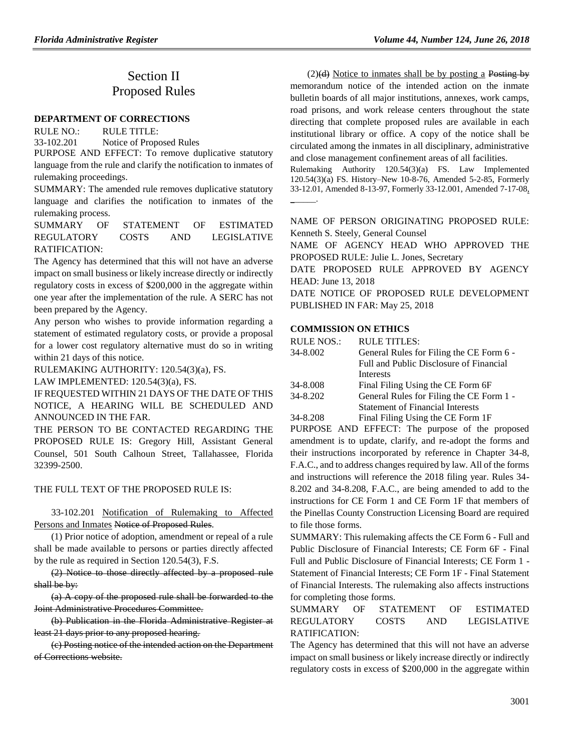# Section II
# Proposed Rules

### DEPARTMENT OF CORRECTIONS

RULE NO.: RULE TITLE:

33-102.201 Notice of Proposed Rules

PURPOSE AND EFFECT: To remove duplicative statutory language from the rule and clarify the notification to inmates of rulemaking proceedings.

SUMMARY: The amended rule removes duplicative statutory language and clarifies the notification to inmates of the rulemaking process.

SUMMARY OF STATEMENT OF ESTIMATED REGULATORY COSTS AND LEGISLATIVE RATIFICATION:

The Agency has determined that this will not have an adverse impact on small business or likely increase directly or indirectly regulatory costs in excess of $200,000 in the aggregate within one year after the implementation of the rule. A SERC has not been prepared by the Agency.

Any person who wishes to provide information regarding a statement of estimated regulatory costs, or provide a proposal for a lower cost regulatory alternative must do so in writing within 21 days of this notice.

RULEMAKING AUTHORITY: 120.54(3)(a), FS.

LAW IMPLEMENTED: 120.54(3)(a), FS.

IF REQUESTED WITHIN 21 DAYS OF THE DATE OF THIS NOTICE, A HEARING WILL BE SCHEDULED AND ANNOUNCED IN THE FAR.

THE PERSON TO BE CONTACTED REGARDING THE PROPOSED RULE IS: Gregory Hill, Assistant General Counsel, 501 South Calhoun Street, Tallahassee, Florida 32399-2500.

THE FULL TEXT OF THE PROPOSED RULE IS:

33-102.201 Notification of Rulemaking to Affected Persons and Inmates ~~Notice of Proposed Rules~~.

(1) Prior notice of adoption, amendment or repeal of a rule shall be made available to persons or parties directly affected by the rule as required in Section 120.54(3), F.S.

~~(2) Notice to those directly affected by a proposed rule shall be by:~~

~~(a) A copy of the proposed rule shall be forwarded to the Joint Administrative Procedures Committee.~~

~~(b) Publication in the Florida Administrative Register at least 21 days prior to any proposed hearing.~~

~~(c) Posting notice of the intended action on the Department of Corrections website.~~

(2)~~(d)~~ Notice to inmates shall be by posting a ~~Posting by~~ memorandum notice of the intended action on the inmate bulletin boards of all major institutions, annexes, work camps, road prisons, and work release centers throughout the state directing that complete proposed rules are available in each institutional library or office. A copy of the notice shall be circulated among the inmates in all disciplinary, administrative and close management confinement areas of all facilities.

Rulemaking Authority 120.54(3)(a) FS. Law Implemented 120.54(3)(a) FS. History–New 10-8-76, Amended 5-2-85, Formerly 33-12.01, Amended 8-13-97, Formerly 33-12.001, Amended 7-17-08, ______.

NAME OF PERSON ORIGINATING PROPOSED RULE: Kenneth S. Steely, General Counsel

NAME OF AGENCY HEAD WHO APPROVED THE PROPOSED RULE: Julie L. Jones, Secretary

DATE PROPOSED RULE APPROVED BY AGENCY HEAD: June 13, 2018

DATE NOTICE OF PROPOSED RULE DEVELOPMENT PUBLISHED IN FAR: May 25, 2018

### COMMISSION ON ETHICS

| RULE NOS.: | RULE TITLES: |
| --- | --- |
| 34-8.002 | General Rules for Filing the CE Form 6 - Full and Public Disclosure of Financial Interests |
| 34-8.008 | Final Filing Using the CE Form 6F |
| 34-8.202 | General Rules for Filing the CE Form 1 - Statement of Financial Interests |
| 34-8.208 | Final Filing Using the CE Form 1F |

PURPOSE AND EFFECT: The purpose of the proposed amendment is to update, clarify, and re-adopt the forms and their instructions incorporated by reference in Chapter 34-8, F.A.C., and to address changes required by law. All of the forms and instructions will reference the 2018 filing year. Rules 34-8.202 and 34-8.208, F.A.C., are being amended to add to the instructions for CE Form 1 and CE Form 1F that members of the Pinellas County Construction Licensing Board are required to file those forms.

SUMMARY: This rulemaking affects the CE Form 6 - Full and Public Disclosure of Financial Interests; CE Form 6F - Final Full and Public Disclosure of Financial Interests; CE Form 1 - Statement of Financial Interests; CE Form 1F - Final Statement of Financial Interests. The rulemaking also affects instructions for completing those forms.

SUMMARY OF STATEMENT OF ESTIMATED REGULATORY COSTS AND LEGISLATIVE RATIFICATION:

The Agency has determined that this will not have an adverse impact on small business or likely increase directly or indirectly regulatory costs in excess of $200,000 in the aggregate within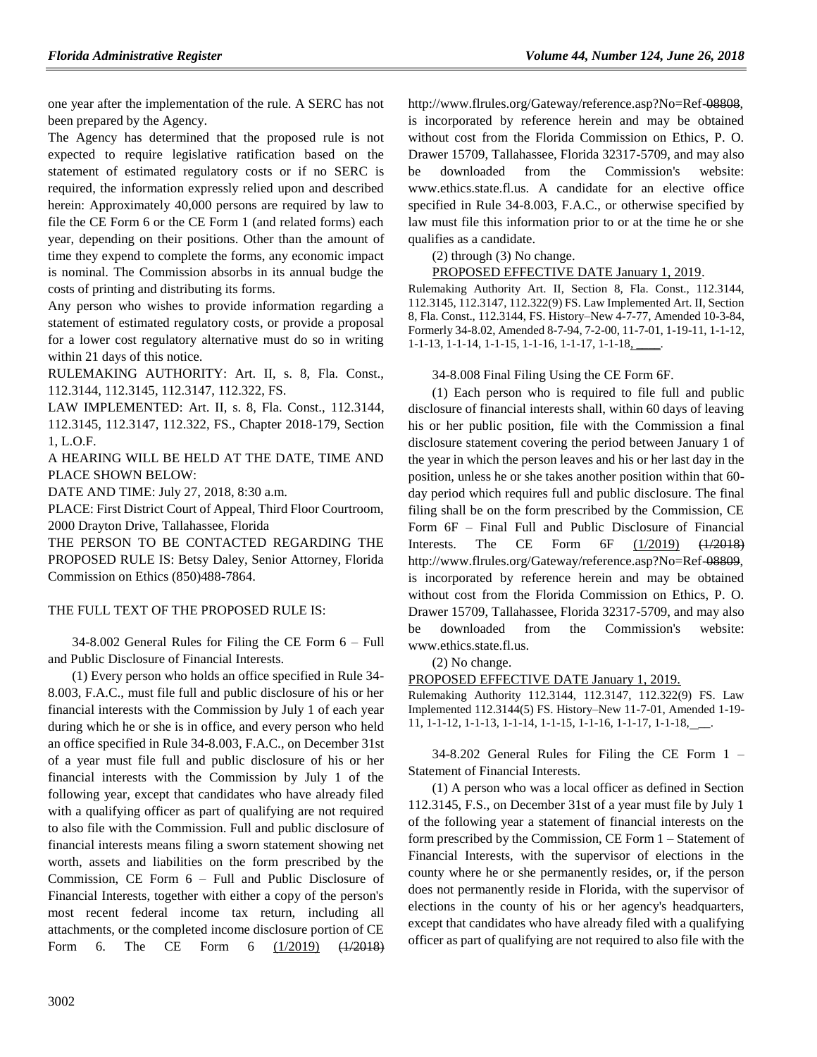one year after the implementation of the rule. A SERC has not been prepared by the Agency.

The Agency has determined that the proposed rule is not expected to require legislative ratification based on the statement of estimated regulatory costs or if no SERC is required, the information expressly relied upon and described herein: Approximately 40,000 persons are required by law to file the CE Form 6 or the CE Form 1 (and related forms) each year, depending on their positions. Other than the amount of time they expend to complete the forms, any economic impact is nominal. The Commission absorbs in its annual budge the costs of printing and distributing its forms.

Any person who wishes to provide information regarding a statement of estimated regulatory costs, or provide a proposal for a lower cost regulatory alternative must do so in writing within 21 days of this notice.

RULEMAKING AUTHORITY: Art. II, s. 8, Fla. Const., 112.3144, 112.3145, 112.3147, 112.322, FS.

LAW IMPLEMENTED: Art. II, s. 8, Fla. Const., 112.3144, 112.3145, 112.3147, 112.322, FS., Chapter 2018-179, Section 1, L.O.F.

A HEARING WILL BE HELD AT THE DATE, TIME AND PLACE SHOWN BELOW:

DATE AND TIME: July 27, 2018, 8:30 a.m.

PLACE: First District Court of Appeal, Third Floor Courtroom, 2000 Drayton Drive, Tallahassee, Florida

THE PERSON TO BE CONTACTED REGARDING THE PROPOSED RULE IS: Betsy Daley, Senior Attorney, Florida Commission on Ethics (850)488-7864.

THE FULL TEXT OF THE PROPOSED RULE IS:

34-8.002 General Rules for Filing the CE Form 6 – Full and Public Disclosure of Financial Interests.

(1) Every person who holds an office specified in Rule 34-8.003, F.A.C., must file full and public disclosure of his or her financial interests with the Commission by July 1 of each year during which he or she is in office, and every person who held an office specified in Rule 34-8.003, F.A.C., on December 31st of a year must file full and public disclosure of his or her financial interests with the Commission by July 1 of the following year, except that candidates who have already filed with a qualifying officer as part of qualifying are not required to also file with the Commission. Full and public disclosure of financial interests means filing a sworn statement showing net worth, assets and liabilities on the form prescribed by the Commission, CE Form 6 – Full and Public Disclosure of Financial Interests, together with either a copy of the person's most recent federal income tax return, including all attachments, or the completed income disclosure portion of CE Form 6. The CE Form 6 (1/2019) ~~(1/2018)~~ http://www.flrules.org/Gateway/reference.asp?No=Ref-~~08808~~, is incorporated by reference herein and may be obtained without cost from the Florida Commission on Ethics, P. O. Drawer 15709, Tallahassee, Florida 32317-5709, and may also be downloaded from the Commission's website: www.ethics.state.fl.us. A candidate for an elective office specified in Rule 34-8.003, F.A.C., or otherwise specified by law must file this information prior to or at the time he or she qualifies as a candidate.

(2) through (3) No change.

PROPOSED EFFECTIVE DATE January 1, 2019.

Rulemaking Authority Art. II, Section 8, Fla. Const., 112.3144, 112.3145, 112.3147, 112.322(9) FS. Law Implemented Art. II, Section 8, Fla. Const., 112.3144, FS. History–New 4-7-77, Amended 10-3-84, Formerly 34-8.02, Amended 8-7-94, 7-2-00, 11-7-01, 1-19-11, 1-1-12, 1-1-13, 1-1-14, 1-1-15, 1-1-16, 1-1-17, 1-1-18, \_\_\_\_.

34-8.008 Final Filing Using the CE Form 6F.

(1) Each person who is required to file full and public disclosure of financial interests shall, within 60 days of leaving his or her public position, file with the Commission a final disclosure statement covering the period between January 1 of the year in which the person leaves and his or her last day in the position, unless he or she takes another position within that 60-day period which requires full and public disclosure. The final filing shall be on the form prescribed by the Commission, CE Form 6F – Final Full and Public Disclosure of Financial Interests. The CE Form 6F (1/2019) ~~(1/2018)~~ http://www.flrules.org/Gateway/reference.asp?No=Ref-~~08809~~, is incorporated by reference herein and may be obtained without cost from the Florida Commission on Ethics, P. O. Drawer 15709, Tallahassee, Florida 32317-5709, and may also be downloaded from the Commission's website: www.ethics.state.fl.us.

(2) No change.

PROPOSED EFFECTIVE DATE January 1, 2019.

Rulemaking Authority 112.3144, 112.3147, 112.322(9) FS. Law Implemented 112.3144(5) FS. History–New 11-7-01, Amended 1-19-11, 1-1-12, 1-1-13, 1-1-14, 1-1-15, 1-1-16, 1-1-17, 1-1-18, \_\_\_.

34-8.202 General Rules for Filing the CE Form 1 – Statement of Financial Interests.

(1) A person who was a local officer as defined in Section 112.3145, F.S., on December 31st of a year must file by July 1 of the following year a statement of financial interests on the form prescribed by the Commission, CE Form 1 – Statement of Financial Interests, with the supervisor of elections in the county where he or she permanently resides, or, if the person does not permanently reside in Florida, with the supervisor of elections in the county of his or her agency's headquarters, except that candidates who have already filed with a qualifying officer as part of qualifying are not required to also file with the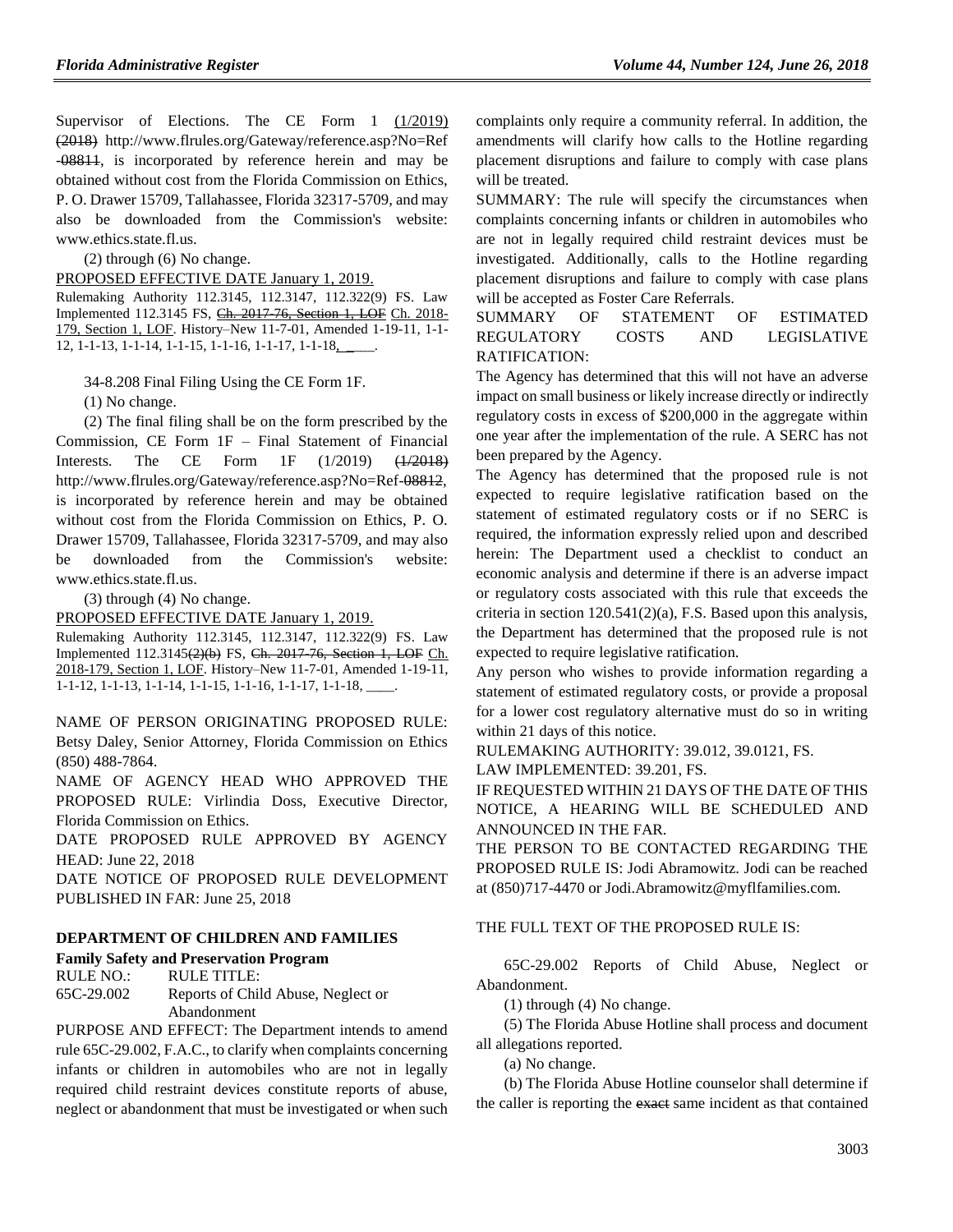Supervisor of Elections. The CE Form 1 (1/2019) ~~(2018)~~ http://www.flrules.org/Gateway/reference.asp?No=Ref~~-08811~~, is incorporated by reference herein and may be obtained without cost from the Florida Commission on Ethics, P. O. Drawer 15709, Tallahassee, Florida 32317-5709, and may also be downloaded from the Commission's website: www.ethics.state.fl.us.

(2) through (6) No change.

PROPOSED EFFECTIVE DATE January 1, 2019.

Rulemaking Authority 112.3145, 112.3147, 112.322(9) FS. Law Implemented 112.3145 FS, ~~Ch. 2017-76, Section 1, LOF~~ Ch. 2018-179, Section 1, LOF. History–New 11-7-01, Amended 1-19-11, 1-1-12, 1-1-13, 1-1-14, 1-1-15, 1-1-16, 1-1-17, 1-1-18, ____.

34-8.208 Final Filing Using the CE Form 1F.

(1) No change.

(2) The final filing shall be on the form prescribed by the Commission, CE Form 1F – Final Statement of Financial Interests. The CE Form 1F (1/2019) ~~(1/2018)~~ http://www.flrules.org/Gateway/reference.asp?No=Ref~~-08812~~, is incorporated by reference herein and may be obtained without cost from the Florida Commission on Ethics, P. O. Drawer 15709, Tallahassee, Florida 32317-5709, and may also be downloaded from the Commission's website: www.ethics.state.fl.us.

(3) through (4) No change.

PROPOSED EFFECTIVE DATE January 1, 2019.

Rulemaking Authority 112.3145, 112.3147, 112.322(9) FS. Law Implemented 112.3145~~(2)(b)~~ FS, ~~Ch. 2017-76, Section 1, LOF~~ Ch. 2018-179, Section 1, LOF. History–New 11-7-01, Amended 1-19-11, 1-1-12, 1-1-13, 1-1-14, 1-1-15, 1-1-16, 1-1-17, 1-1-18, ____.

NAME OF PERSON ORIGINATING PROPOSED RULE: Betsy Daley, Senior Attorney, Florida Commission on Ethics (850) 488-7864.

NAME OF AGENCY HEAD WHO APPROVED THE PROPOSED RULE: Virlindia Doss, Executive Director, Florida Commission on Ethics.

DATE PROPOSED RULE APPROVED BY AGENCY HEAD: June 22, 2018

DATE NOTICE OF PROPOSED RULE DEVELOPMENT PUBLISHED IN FAR: June 25, 2018

## DEPARTMENT OF CHILDREN AND FAMILIES

### Family Safety and Preservation Program

| RULE NO.: | RULE TITLE: |
|---|---|
| 65C-29.002 | Reports of Child Abuse, Neglect or Abandonment |

PURPOSE AND EFFECT: The Department intends to amend rule 65C-29.002, F.A.C., to clarify when complaints concerning infants or children in automobiles who are not in legally required child restraint devices constitute reports of abuse, neglect or abandonment that must be investigated or when such complaints only require a community referral. In addition, the amendments will clarify how calls to the Hotline regarding placement disruptions and failure to comply with case plans will be treated.

SUMMARY: The rule will specify the circumstances when complaints concerning infants or children in automobiles who are not in legally required child restraint devices must be investigated. Additionally, calls to the Hotline regarding placement disruptions and failure to comply with case plans will be accepted as Foster Care Referrals.

SUMMARY OF STATEMENT OF ESTIMATED REGULATORY COSTS AND LEGISLATIVE RATIFICATION:

The Agency has determined that this will not have an adverse impact on small business or likely increase directly or indirectly regulatory costs in excess of $200,000 in the aggregate within one year after the implementation of the rule. A SERC has not been prepared by the Agency.

The Agency has determined that the proposed rule is not expected to require legislative ratification based on the statement of estimated regulatory costs or if no SERC is required, the information expressly relied upon and described herein: The Department used a checklist to conduct an economic analysis and determine if there is an adverse impact or regulatory costs associated with this rule that exceeds the criteria in section 120.541(2)(a), F.S. Based upon this analysis, the Department has determined that the proposed rule is not expected to require legislative ratification.

Any person who wishes to provide information regarding a statement of estimated regulatory costs, or provide a proposal for a lower cost regulatory alternative must do so in writing within 21 days of this notice.

RULEMAKING AUTHORITY: 39.012, 39.0121, FS.

LAW IMPLEMENTED: 39.201, FS.

IF REQUESTED WITHIN 21 DAYS OF THE DATE OF THIS NOTICE, A HEARING WILL BE SCHEDULED AND ANNOUNCED IN THE FAR.

THE PERSON TO BE CONTACTED REGARDING THE PROPOSED RULE IS: Jodi Abramowitz. Jodi can be reached at (850)717-4470 or Jodi.Abramowitz@myflfamilies.com.

THE FULL TEXT OF THE PROPOSED RULE IS:

65C-29.002 Reports of Child Abuse, Neglect or Abandonment.

(1) through (4) No change.

(5) The Florida Abuse Hotline shall process and document all allegations reported.

(a) No change.

(b) The Florida Abuse Hotline counselor shall determine if the caller is reporting the ~~exact~~ same incident as that contained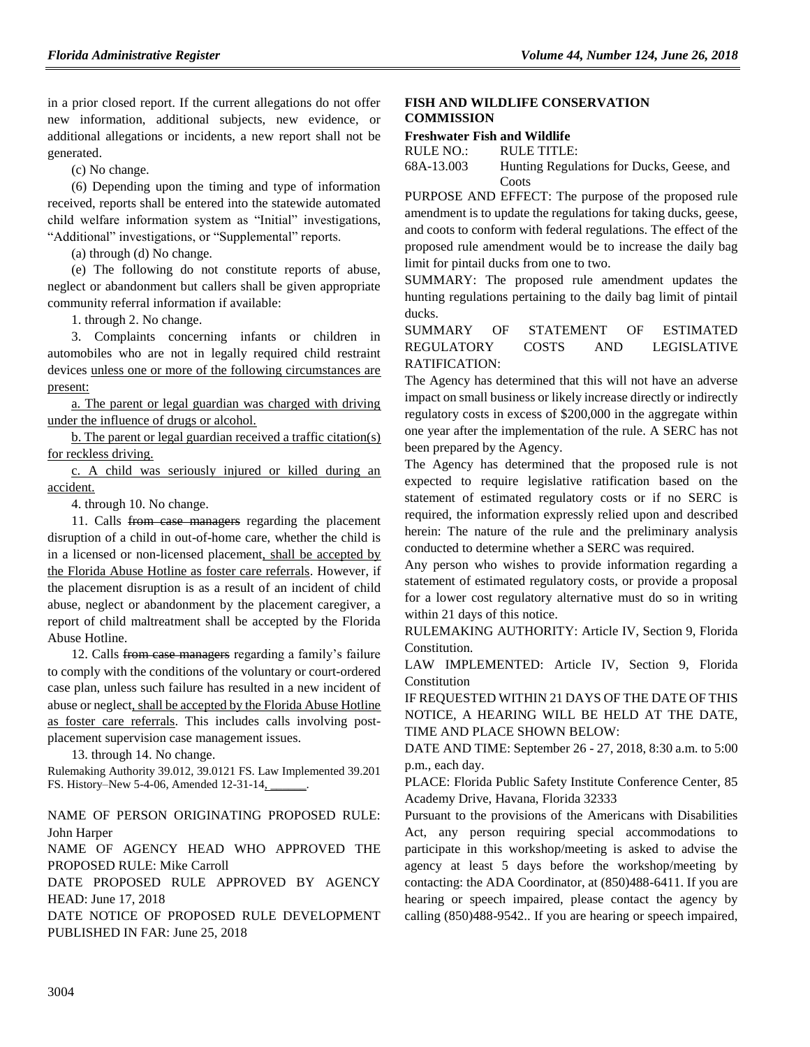in a prior closed report. If the current allegations do not offer new information, additional subjects, new evidence, or additional allegations or incidents, a new report shall not be generated.

(c) No change.

(6) Depending upon the timing and type of information received, reports shall be entered into the statewide automated child welfare information system as "Initial" investigations, "Additional" investigations, or "Supplemental" reports.

(a) through (d) No change.

(e) The following do not constitute reports of abuse, neglect or abandonment but callers shall be given appropriate community referral information if available:

1. through 2. No change.

3. Complaints concerning infants or children in automobiles who are not in legally required child restraint devices unless one or more of the following circumstances are present:

a. The parent or legal guardian was charged with driving under the influence of drugs or alcohol.

b. The parent or legal guardian received a traffic citation(s) for reckless driving.

c. A child was seriously injured or killed during an accident.

4. through 10. No change.

11. Calls ~~from case managers~~ regarding the placement disruption of a child in out-of-home care, whether the child is in a licensed or non-licensed placement, shall be accepted by the Florida Abuse Hotline as foster care referrals. However, if the placement disruption is as a result of an incident of child abuse, neglect or abandonment by the placement caregiver, a report of child maltreatment shall be accepted by the Florida Abuse Hotline.

12. Calls ~~from case managers~~ regarding a family's failure to comply with the conditions of the voluntary or court-ordered case plan, unless such failure has resulted in a new incident of abuse or neglect, shall be accepted by the Florida Abuse Hotline as foster care referrals. This includes calls involving post-placement supervision case management issues.

13. through 14. No change.

Rulemaking Authority 39.012, 39.0121 FS. Law Implemented 39.201 FS. History–New 5-4-06, Amended 12-31-14, ______.

NAME OF PERSON ORIGINATING PROPOSED RULE: John Harper

NAME OF AGENCY HEAD WHO APPROVED THE PROPOSED RULE: Mike Carroll

DATE PROPOSED RULE APPROVED BY AGENCY HEAD: June 17, 2018

DATE NOTICE OF PROPOSED RULE DEVELOPMENT PUBLISHED IN FAR: June 25, 2018

## FISH AND WILDLIFE CONSERVATION COMMISSION

### Freshwater Fish and Wildlife

| RULE NO.: | RULE TITLE: |
|---|---|
| 68A-13.003 | Hunting Regulations for Ducks, Geese, and Coots |

PURPOSE AND EFFECT: The purpose of the proposed rule amendment is to update the regulations for taking ducks, geese, and coots to conform with federal regulations. The effect of the proposed rule amendment would be to increase the daily bag limit for pintail ducks from one to two.

SUMMARY: The proposed rule amendment updates the hunting regulations pertaining to the daily bag limit of pintail ducks.

SUMMARY OF STATEMENT OF ESTIMATED REGULATORY COSTS AND LEGISLATIVE RATIFICATION:

The Agency has determined that this will not have an adverse impact on small business or likely increase directly or indirectly regulatory costs in excess of $200,000 in the aggregate within one year after the implementation of the rule. A SERC has not been prepared by the Agency.

The Agency has determined that the proposed rule is not expected to require legislative ratification based on the statement of estimated regulatory costs or if no SERC is required, the information expressly relied upon and described herein: The nature of the rule and the preliminary analysis conducted to determine whether a SERC was required.

Any person who wishes to provide information regarding a statement of estimated regulatory costs, or provide a proposal for a lower cost regulatory alternative must do so in writing within 21 days of this notice.

RULEMAKING AUTHORITY: Article IV, Section 9, Florida Constitution.

LAW IMPLEMENTED: Article IV, Section 9, Florida Constitution

IF REQUESTED WITHIN 21 DAYS OF THE DATE OF THIS NOTICE, A HEARING WILL BE HELD AT THE DATE, TIME AND PLACE SHOWN BELOW:

DATE AND TIME: September 26 - 27, 2018, 8:30 a.m. to 5:00 p.m., each day.

PLACE: Florida Public Safety Institute Conference Center, 85 Academy Drive, Havana, Florida 32333

Pursuant to the provisions of the Americans with Disabilities Act, any person requiring special accommodations to participate in this workshop/meeting is asked to advise the agency at least 5 days before the workshop/meeting by contacting: the ADA Coordinator, at (850)488-6411. If you are hearing or speech impaired, please contact the agency by calling (850)488-9542.. If you are hearing or speech impaired,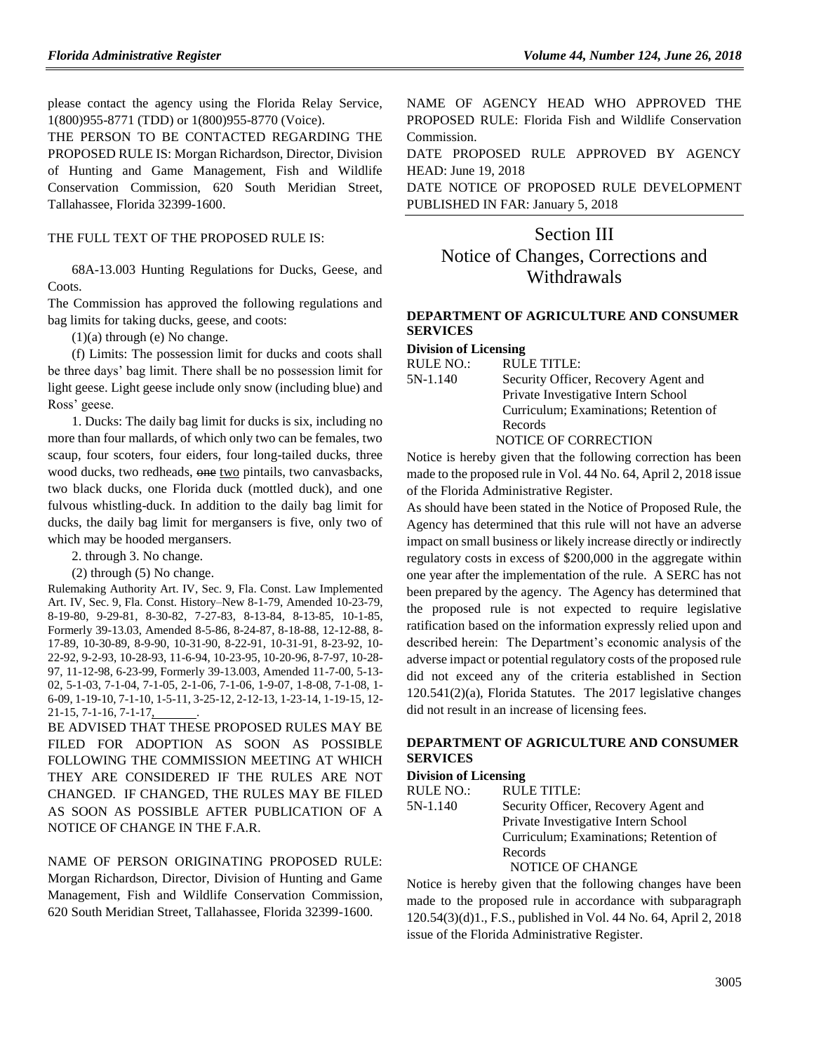please contact the agency using the Florida Relay Service, 1(800)955-8771 (TDD) or 1(800)955-8770 (Voice).

THE PERSON TO BE CONTACTED REGARDING THE PROPOSED RULE IS: Morgan Richardson, Director, Division of Hunting and Game Management, Fish and Wildlife Conservation Commission, 620 South Meridian Street, Tallahassee, Florida 32399-1600.

THE FULL TEXT OF THE PROPOSED RULE IS:

68A-13.003 Hunting Regulations for Ducks, Geese, and Coots.

The Commission has approved the following regulations and bag limits for taking ducks, geese, and coots:

(1)(a) through (e) No change.

(f) Limits: The possession limit for ducks and coots shall be three days' bag limit. There shall be no possession limit for light geese. Light geese include only snow (including blue) and Ross' geese.

1. Ducks: The daily bag limit for ducks is six, including no more than four mallards, of which only two can be females, two scaup, four scoters, four eiders, four long-tailed ducks, three wood ducks, two redheads, ~~one~~ <u>two</u> pintails, two canvasbacks, two black ducks, one Florida duck (mottled duck), and one fulvous whistling-duck. In addition to the daily bag limit for ducks, the daily bag limit for mergansers is five, only two of which may be hooded mergansers.

2. through 3. No change.

(2) through (5) No change.

Rulemaking Authority Art. IV, Sec. 9, Fla. Const. Law Implemented Art. IV, Sec. 9, Fla. Const. History–New 8-1-79, Amended 10-23-79, 8-19-80, 9-29-81, 8-30-82, 7-27-83, 8-13-84, 8-13-85, 10-1-85, Formerly 39-13.03, Amended 8-5-86, 8-24-87, 8-18-88, 12-12-88, 8-17-89, 10-30-89, 8-9-90, 10-31-90, 8-22-91, 10-31-91, 8-23-92, 10-22-92, 9-2-93, 10-28-93, 11-6-94, 10-23-95, 10-20-96, 8-7-97, 10-28-97, 11-12-98, 6-23-99, Formerly 39-13.003, Amended 11-7-00, 5-13-02, 5-1-03, 7-1-04, 7-1-05, 2-1-06, 7-1-06, 1-9-07, 1-8-08, 7-1-08, 1-6-09, 1-19-10, 7-1-10, 1-5-11, 3-25-12, 2-12-13, 1-23-14, 1-19-15, 12-21-15, 7-1-16, 7-1-17<u>, _______</u>.

BE ADVISED THAT THESE PROPOSED RULES MAY BE FILED FOR ADOPTION AS SOON AS POSSIBLE FOLLOWING THE COMMISSION MEETING AT WHICH THEY ARE CONSIDERED IF THE RULES ARE NOT CHANGED. IF CHANGED, THE RULES MAY BE FILED AS SOON AS POSSIBLE AFTER PUBLICATION OF A NOTICE OF CHANGE IN THE F.A.R.

NAME OF PERSON ORIGINATING PROPOSED RULE: Morgan Richardson, Director, Division of Hunting and Game Management, Fish and Wildlife Conservation Commission, 620 South Meridian Street, Tallahassee, Florida 32399-1600.

NAME OF AGENCY HEAD WHO APPROVED THE PROPOSED RULE: Florida Fish and Wildlife Conservation Commission.

DATE PROPOSED RULE APPROVED BY AGENCY HEAD: June 19, 2018

DATE NOTICE OF PROPOSED RULE DEVELOPMENT PUBLISHED IN FAR: January 5, 2018

# Section III Notice of Changes, Corrections and Withdrawals

### DEPARTMENT OF AGRICULTURE AND CONSUMER SERVICES

**Division of Licensing**

| RULE NO.: | RULE TITLE: |
|---|---|
| 5N-1.140 | Security Officer, Recovery Agent and Private Investigative Intern School Curriculum; Examinations; Retention of Records |

NOTICE OF CORRECTION

Notice is hereby given that the following correction has been made to the proposed rule in Vol. 44 No. 64, April 2, 2018 issue of the Florida Administrative Register.

As should have been stated in the Notice of Proposed Rule, the Agency has determined that this rule will not have an adverse impact on small business or likely increase directly or indirectly regulatory costs in excess of $200,000 in the aggregate within one year after the implementation of the rule. A SERC has not been prepared by the agency. The Agency has determined that the proposed rule is not expected to require legislative ratification based on the information expressly relied upon and described herein: The Department's economic analysis of the adverse impact or potential regulatory costs of the proposed rule did not exceed any of the criteria established in Section 120.541(2)(a), Florida Statutes. The 2017 legislative changes did not result in an increase of licensing fees.

### DEPARTMENT OF AGRICULTURE AND CONSUMER SERVICES

**Division of Licensing**

| RULE NO.: | RULE TITLE: |
|---|---|
| 5N-1.140 | Security Officer, Recovery Agent and Private Investigative Intern School Curriculum; Examinations; Retention of Records |

NOTICE OF CHANGE

Notice is hereby given that the following changes have been made to the proposed rule in accordance with subparagraph 120.54(3)(d)1., F.S., published in Vol. 44 No. 64, April 2, 2018 issue of the Florida Administrative Register.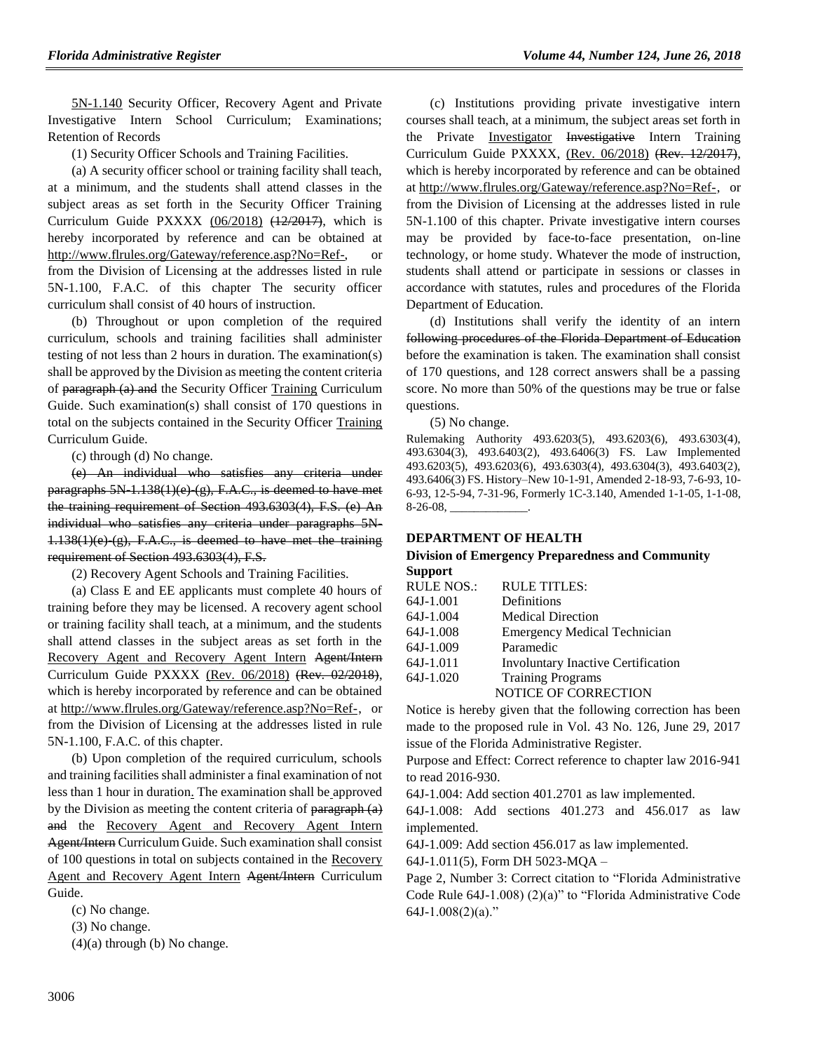5N-1.140 Security Officer, Recovery Agent and Private Investigative Intern School Curriculum; Examinations; Retention of Records

(1) Security Officer Schools and Training Facilities.

(a) A security officer school or training facility shall teach, at a minimum, and the students shall attend classes in the subject areas as set forth in the Security Officer Training Curriculum Guide PXXXX (06/2018) (12/2017), which is hereby incorporated by reference and can be obtained at http://www.flrules.org/Gateway/reference.asp?No=Ref-, or from the Division of Licensing at the addresses listed in rule 5N-1.100, F.A.C. of this chapter The security officer curriculum shall consist of 40 hours of instruction.

(b) Throughout or upon completion of the required curriculum, schools and training facilities shall administer testing of not less than 2 hours in duration. The examination(s) shall be approved by the Division as meeting the content criteria of paragraph (a) and the Security Officer Training Curriculum Guide. Such examination(s) shall consist of 170 questions in total on the subjects contained in the Security Officer Training Curriculum Guide.

(c) through (d) No change.

~~(e) An individual who satisfies any criteria under paragraphs 5N-1.138(1)(e)-(g), F.A.C., is deemed to have met the training requirement of Section 493.6303(4), F.S. (e) An individual who satisfies any criteria under paragraphs 5N-1.138(1)(e)-(g), F.A.C., is deemed to have met the training requirement of Section 493.6303(4), F.S.~~

(2) Recovery Agent Schools and Training Facilities.

(a) Class E and EE applicants must complete 40 hours of training before they may be licensed. A recovery agent school or training facility shall teach, at a minimum, and the students shall attend classes in the subject areas as set forth in the Recovery Agent and Recovery Agent Intern ~~Agent/Intern~~ Curriculum Guide PXXXX (Rev. 06/2018) ~~(Rev. 02/2018)~~, which is hereby incorporated by reference and can be obtained at http://www.flrules.org/Gateway/reference.asp?No=Ref-, or from the Division of Licensing at the addresses listed in rule 5N-1.100, F.A.C. of this chapter.

(b) Upon completion of the required curriculum, schools and training facilities shall administer a final examination of not less than 1 hour in duration. The examination shall be approved by the Division as meeting the content criteria of ~~paragraph (a) and~~ the Recovery Agent and Recovery Agent Intern ~~Agent/Intern~~ Curriculum Guide. Such examination shall consist of 100 questions in total on subjects contained in the Recovery Agent and Recovery Agent Intern ~~Agent/Intern~~ Curriculum Guide.

(c) No change.

(3) No change.

(4)(a) through (b) No change.

(c) Institutions providing private investigative intern courses shall teach, at a minimum, the subject areas set forth in the Private Investigator ~~Investigative~~ Intern Training Curriculum Guide PXXXX, (Rev. 06/2018) ~~(Rev. 12/2017)~~, which is hereby incorporated by reference and can be obtained at http://www.flrules.org/Gateway/reference.asp?No=Ref-, or from the Division of Licensing at the addresses listed in rule 5N-1.100 of this chapter. Private investigative intern courses may be provided by face-to-face presentation, on-line technology, or home study. Whatever the mode of instruction, students shall attend or participate in sessions or classes in accordance with statutes, rules and procedures of the Florida Department of Education.

(d) Institutions shall verify the identity of an intern ~~following procedures of the Florida Department of Education~~ before the examination is taken. The examination shall consist of 170 questions, and 128 correct answers shall be a passing score. No more than 50% of the questions may be true or false questions.

(5) No change.

Rulemaking Authority 493.6203(5), 493.6203(6), 493.6303(4), 493.6304(3), 493.6403(2), 493.6406(3) FS. Law Implemented 493.6203(5), 493.6203(6), 493.6303(4), 493.6304(3), 493.6403(2), 493.6406(3) FS. History–New 10-1-91, Amended 2-18-93, 7-6-93, 10-6-93, 12-5-94, 7-31-96, Formerly 1C-3.140, Amended 1-1-05, 1-1-08, 8-26-08, ____________.

## DEPARTMENT OF HEALTH

### Division of Emergency Preparedness and Community Support

| RULE NOS.: | RULE TITLES: |
|---|---|
| 64J-1.001 | Definitions |
| 64J-1.004 | Medical Direction |
| 64J-1.008 | Emergency Medical Technician |
| 64J-1.009 | Paramedic |
| 64J-1.011 | Involuntary Inactive Certification |
| 64J-1.020 | Training Programs |

NOTICE OF CORRECTION

Notice is hereby given that the following correction has been made to the proposed rule in Vol. 43 No. 126, June 29, 2017 issue of the Florida Administrative Register.

Purpose and Effect: Correct reference to chapter law 2016-941 to read 2016-930.

64J-1.004: Add section 401.2701 as law implemented.

64J-1.008: Add sections 401.273 and 456.017 as law implemented.

64J-1.009: Add section 456.017 as law implemented.

64J-1.011(5), Form DH 5023-MQA –

Page 2, Number 3: Correct citation to "Florida Administrative Code Rule 64J-1.008) (2)(a)" to "Florida Administrative Code 64J-1.008(2)(a)."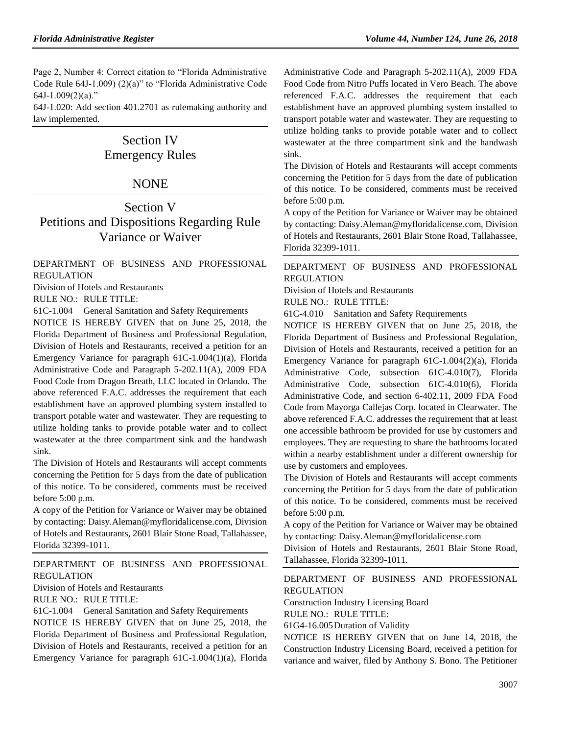Page 2, Number 4: Correct citation to "Florida Administrative Code Rule 64J-1.009) (2)(a)" to "Florida Administrative Code 64J-1.009(2)(a)."

64J-1.020: Add section 401.2701 as rulemaking authority and law implemented.

# Section IV Emergency Rules

## NONE

# Section V Petitions and Dispositions Regarding Rule Variance or Waiver

DEPARTMENT OF BUSINESS AND PROFESSIONAL REGULATION

Division of Hotels and Restaurants

RULE NO.: RULE TITLE:

61C-1.004 General Sanitation and Safety Requirements

NOTICE IS HEREBY GIVEN that on June 25, 2018, the Florida Department of Business and Professional Regulation, Division of Hotels and Restaurants, received a petition for an Emergency Variance for paragraph 61C-1.004(1)(a), Florida Administrative Code and Paragraph 5-202.11(A), 2009 FDA Food Code from Dragon Breath, LLC located in Orlando. The above referenced F.A.C. addresses the requirement that each establishment have an approved plumbing system installed to transport potable water and wastewater. They are requesting to utilize holding tanks to provide potable water and to collect wastewater at the three compartment sink and the handwash sink.

The Division of Hotels and Restaurants will accept comments concerning the Petition for 5 days from the date of publication of this notice. To be considered, comments must be received before 5:00 p.m.

A copy of the Petition for Variance or Waiver may be obtained by contacting: Daisy.Aleman@myfloridalicense.com, Division of Hotels and Restaurants, 2601 Blair Stone Road, Tallahassee, Florida 32399-1011.

DEPARTMENT OF BUSINESS AND PROFESSIONAL REGULATION

Division of Hotels and Restaurants

RULE NO.: RULE TITLE:

61C-1.004 General Sanitation and Safety Requirements

NOTICE IS HEREBY GIVEN that on June 25, 2018, the Florida Department of Business and Professional Regulation, Division of Hotels and Restaurants, received a petition for an Emergency Variance for paragraph 61C-1.004(1)(a), Florida Administrative Code and Paragraph 5-202.11(A), 2009 FDA Food Code from Nitro Puffs located in Vero Beach. The above referenced F.A.C. addresses the requirement that each establishment have an approved plumbing system installed to transport potable water and wastewater. They are requesting to utilize holding tanks to provide potable water and to collect wastewater at the three compartment sink and the handwash sink.

The Division of Hotels and Restaurants will accept comments concerning the Petition for 5 days from the date of publication of this notice. To be considered, comments must be received before 5:00 p.m.

A copy of the Petition for Variance or Waiver may be obtained by contacting: Daisy.Aleman@myfloridalicense.com, Division of Hotels and Restaurants, 2601 Blair Stone Road, Tallahassee, Florida 32399-1011.

DEPARTMENT OF BUSINESS AND PROFESSIONAL REGULATION

Division of Hotels and Restaurants

RULE NO.: RULE TITLE:

61C-4.010 Sanitation and Safety Requirements

NOTICE IS HEREBY GIVEN that on June 25, 2018, the Florida Department of Business and Professional Regulation, Division of Hotels and Restaurants, received a petition for an Emergency Variance for paragraph 61C-1.004(2)(a), Florida Administrative Code, subsection 61C-4.010(7), Florida Administrative Code, subsection 61C-4.010(6), Florida Administrative Code, and section 6-402.11, 2009 FDA Food Code from Mayorga Callejas Corp. located in Clearwater. The above referenced F.A.C. addresses the requirement that at least one accessible bathroom be provided for use by customers and employees. They are requesting to share the bathrooms located within a nearby establishment under a different ownership for use by customers and employees.

The Division of Hotels and Restaurants will accept comments concerning the Petition for 5 days from the date of publication of this notice. To be considered, comments must be received before 5:00 p.m.

A copy of the Petition for Variance or Waiver may be obtained by contacting: Daisy.Aleman@myfloridalicense.com

Division of Hotels and Restaurants, 2601 Blair Stone Road, Tallahassee, Florida 32399-1011.

DEPARTMENT OF BUSINESS AND PROFESSIONAL REGULATION

Construction Industry Licensing Board

RULE NO.: RULE TITLE:

61G4-16.005 Duration of Validity

NOTICE IS HEREBY GIVEN that on June 14, 2018, the Construction Industry Licensing Board, received a petition for variance and waiver, filed by Anthony S. Bono. The Petitioner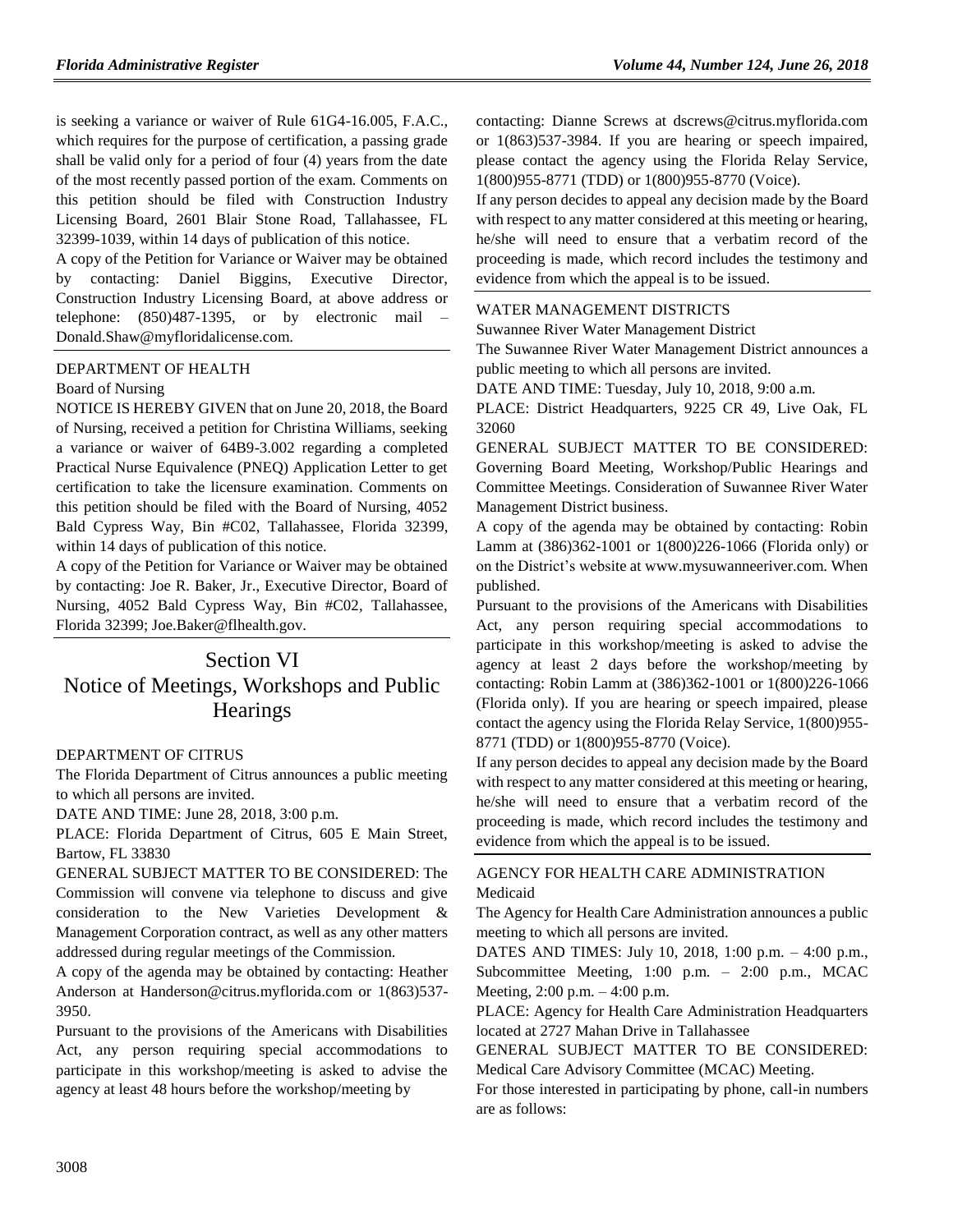is seeking a variance or waiver of Rule 61G4-16.005, F.A.C., which requires for the purpose of certification, a passing grade shall be valid only for a period of four (4) years from the date of the most recently passed portion of the exam. Comments on this petition should be filed with Construction Industry Licensing Board, 2601 Blair Stone Road, Tallahassee, FL 32399-1039, within 14 days of publication of this notice.

A copy of the Petition for Variance or Waiver may be obtained by contacting: Daniel Biggins, Executive Director, Construction Industry Licensing Board, at above address or telephone: (850)487-1395, or by electronic mail – Donald.Shaw@myfloridalicense.com.

DEPARTMENT OF HEALTH

Board of Nursing

NOTICE IS HEREBY GIVEN that on June 20, 2018, the Board of Nursing, received a petition for Christina Williams, seeking a variance or waiver of 64B9-3.002 regarding a completed Practical Nurse Equivalence (PNEQ) Application Letter to get certification to take the licensure examination. Comments on this petition should be filed with the Board of Nursing, 4052 Bald Cypress Way, Bin #C02, Tallahassee, Florida 32399, within 14 days of publication of this notice.

A copy of the Petition for Variance or Waiver may be obtained by contacting: Joe R. Baker, Jr., Executive Director, Board of Nursing, 4052 Bald Cypress Way, Bin #C02, Tallahassee, Florida 32399; Joe.Baker@flhealth.gov.

# Section VI
# Notice of Meetings, Workshops and Public Hearings

DEPARTMENT OF CITRUS

The Florida Department of Citrus announces a public meeting to which all persons are invited.

DATE AND TIME: June 28, 2018, 3:00 p.m.

PLACE: Florida Department of Citrus, 605 E Main Street, Bartow, FL 33830

GENERAL SUBJECT MATTER TO BE CONSIDERED: The Commission will convene via telephone to discuss and give consideration to the New Varieties Development & Management Corporation contract, as well as any other matters addressed during regular meetings of the Commission.

A copy of the agenda may be obtained by contacting: Heather Anderson at Handerson@citrus.myflorida.com or 1(863)537-3950.

Pursuant to the provisions of the Americans with Disabilities Act, any person requiring special accommodations to participate in this workshop/meeting is asked to advise the agency at least 48 hours before the workshop/meeting by contacting: Dianne Screws at dscrews@citrus.myflorida.com or 1(863)537-3984. If you are hearing or speech impaired, please contact the agency using the Florida Relay Service, 1(800)955-8771 (TDD) or 1(800)955-8770 (Voice).

If any person decides to appeal any decision made by the Board with respect to any matter considered at this meeting or hearing, he/she will need to ensure that a verbatim record of the proceeding is made, which record includes the testimony and evidence from which the appeal is to be issued.

WATER MANAGEMENT DISTRICTS

Suwannee River Water Management District

The Suwannee River Water Management District announces a public meeting to which all persons are invited.

DATE AND TIME: Tuesday, July 10, 2018, 9:00 a.m.

PLACE: District Headquarters, 9225 CR 49, Live Oak, FL 32060

GENERAL SUBJECT MATTER TO BE CONSIDERED: Governing Board Meeting, Workshop/Public Hearings and Committee Meetings. Consideration of Suwannee River Water Management District business.

A copy of the agenda may be obtained by contacting: Robin Lamm at (386)362-1001 or 1(800)226-1066 (Florida only) or on the District's website at www.mysuwanneeriver.com. When published.

Pursuant to the provisions of the Americans with Disabilities Act, any person requiring special accommodations to participate in this workshop/meeting is asked to advise the agency at least 2 days before the workshop/meeting by contacting: Robin Lamm at (386)362-1001 or 1(800)226-1066 (Florida only). If you are hearing or speech impaired, please contact the agency using the Florida Relay Service, 1(800)955-8771 (TDD) or 1(800)955-8770 (Voice).

If any person decides to appeal any decision made by the Board with respect to any matter considered at this meeting or hearing, he/she will need to ensure that a verbatim record of the proceeding is made, which record includes the testimony and evidence from which the appeal is to be issued.

AGENCY FOR HEALTH CARE ADMINISTRATION

Medicaid

The Agency for Health Care Administration announces a public meeting to which all persons are invited.

DATES AND TIMES: July 10, 2018, 1:00 p.m. – 4:00 p.m., Subcommittee Meeting, 1:00 p.m. – 2:00 p.m., MCAC Meeting, 2:00 p.m. – 4:00 p.m.

PLACE: Agency for Health Care Administration Headquarters located at 2727 Mahan Drive in Tallahassee

GENERAL SUBJECT MATTER TO BE CONSIDERED: Medical Care Advisory Committee (MCAC) Meeting.

For those interested in participating by phone, call-in numbers are as follows: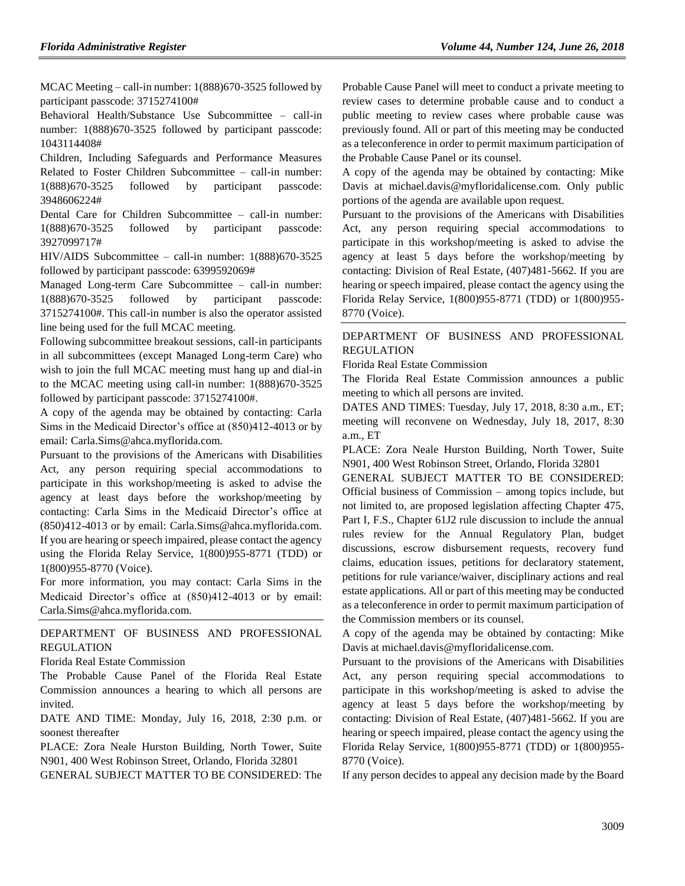MCAC Meeting – call-in number: 1(888)670-3525 followed by participant passcode: 3715274100#

Behavioral Health/Substance Use Subcommittee – call-in number: 1(888)670-3525 followed by participant passcode: 1043114408#

Children, Including Safeguards and Performance Measures Related to Foster Children Subcommittee – call-in number: 1(888)670-3525 followed by participant passcode: 3948606224#

Dental Care for Children Subcommittee – call-in number: 1(888)670-3525 followed by participant passcode: 3927099717#

HIV/AIDS Subcommittee – call-in number: 1(888)670-3525 followed by participant passcode: 6399592069#

Managed Long-term Care Subcommittee – call-in number: 1(888)670-3525 followed by participant passcode: 3715274100#. This call-in number is also the operator assisted line being used for the full MCAC meeting.

Following subcommittee breakout sessions, call-in participants in all subcommittees (except Managed Long-term Care) who wish to join the full MCAC meeting must hang up and dial-in to the MCAC meeting using call-in number: 1(888)670-3525 followed by participant passcode: 3715274100#.

A copy of the agenda may be obtained by contacting: Carla Sims in the Medicaid Director's office at (850)412-4013 or by email: Carla.Sims@ahca.myflorida.com.

Pursuant to the provisions of the Americans with Disabilities Act, any person requiring special accommodations to participate in this workshop/meeting is asked to advise the agency at least days before the workshop/meeting by contacting: Carla Sims in the Medicaid Director's office at (850)412-4013 or by email: Carla.Sims@ahca.myflorida.com. If you are hearing or speech impaired, please contact the agency using the Florida Relay Service, 1(800)955-8771 (TDD) or 1(800)955-8770 (Voice).

For more information, you may contact: Carla Sims in the Medicaid Director's office at (850)412-4013 or by email: Carla.Sims@ahca.myflorida.com.

---

DEPARTMENT OF BUSINESS AND PROFESSIONAL REGULATION

Florida Real Estate Commission

The Probable Cause Panel of the Florida Real Estate Commission announces a hearing to which all persons are invited.

DATE AND TIME: Monday, July 16, 2018, 2:30 p.m. or soonest thereafter

PLACE: Zora Neale Hurston Building, North Tower, Suite N901, 400 West Robinson Street, Orlando, Florida 32801

GENERAL SUBJECT MATTER TO BE CONSIDERED: The Probable Cause Panel will meet to conduct a private meeting to review cases to determine probable cause and to conduct a public meeting to review cases where probable cause was previously found. All or part of this meeting may be conducted as a teleconference in order to permit maximum participation of the Probable Cause Panel or its counsel.

A copy of the agenda may be obtained by contacting: Mike Davis at michael.davis@myfloridalicense.com. Only public portions of the agenda are available upon request.

Pursuant to the provisions of the Americans with Disabilities Act, any person requiring special accommodations to participate in this workshop/meeting is asked to advise the agency at least 5 days before the workshop/meeting by contacting: Division of Real Estate, (407)481-5662. If you are hearing or speech impaired, please contact the agency using the Florida Relay Service, 1(800)955-8771 (TDD) or 1(800)955-8770 (Voice).

---

DEPARTMENT OF BUSINESS AND PROFESSIONAL REGULATION

Florida Real Estate Commission

The Florida Real Estate Commission announces a public meeting to which all persons are invited.

DATES AND TIMES: Tuesday, July 17, 2018, 8:30 a.m., ET; meeting will reconvene on Wednesday, July 18, 2017, 8:30 a.m., ET

PLACE: Zora Neale Hurston Building, North Tower, Suite N901, 400 West Robinson Street, Orlando, Florida 32801

GENERAL SUBJECT MATTER TO BE CONSIDERED: Official business of Commission – among topics include, but not limited to, are proposed legislation affecting Chapter 475, Part I, F.S., Chapter 61J2 rule discussion to include the annual rules review for the Annual Regulatory Plan, budget discussions, escrow disbursement requests, recovery fund claims, education issues, petitions for declaratory statement, petitions for rule variance/waiver, disciplinary actions and real estate applications. All or part of this meeting may be conducted as a teleconference in order to permit maximum participation of the Commission members or its counsel.

A copy of the agenda may be obtained by contacting: Mike Davis at michael.davis@myfloridalicense.com.

Pursuant to the provisions of the Americans with Disabilities Act, any person requiring special accommodations to participate in this workshop/meeting is asked to advise the agency at least 5 days before the workshop/meeting by contacting: Division of Real Estate, (407)481-5662. If you are hearing or speech impaired, please contact the agency using the Florida Relay Service, 1(800)955-8771 (TDD) or 1(800)955-8770 (Voice).

If any person decides to appeal any decision made by the Board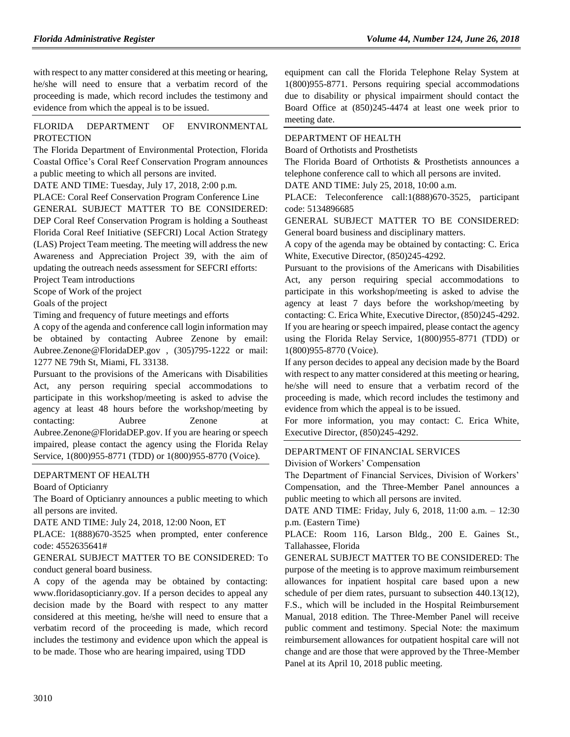with respect to any matter considered at this meeting or hearing, he/she will need to ensure that a verbatim record of the proceeding is made, which record includes the testimony and evidence from which the appeal is to be issued.

FLORIDA DEPARTMENT OF ENVIRONMENTAL PROTECTION

The Florida Department of Environmental Protection, Florida Coastal Office's Coral Reef Conservation Program announces a public meeting to which all persons are invited.

DATE AND TIME: Tuesday, July 17, 2018, 2:00 p.m.

PLACE: Coral Reef Conservation Program Conference Line

GENERAL SUBJECT MATTER TO BE CONSIDERED: DEP Coral Reef Conservation Program is holding a Southeast Florida Coral Reef Initiative (SEFCRI) Local Action Strategy (LAS) Project Team meeting. The meeting will address the new Awareness and Appreciation Project 39, with the aim of updating the outreach needs assessment for SEFCRI efforts:

Project Team introductions

Scope of Work of the project

Goals of the project

Timing and frequency of future meetings and efforts

A copy of the agenda and conference call login information may be obtained by contacting Aubree Zenone by email: Aubree.Zenone@FloridaDEP.gov , (305)795-1222 or mail: 1277 NE 79th St, Miami, FL 33138.

Pursuant to the provisions of the Americans with Disabilities Act, any person requiring special accommodations to participate in this workshop/meeting is asked to advise the agency at least 48 hours before the workshop/meeting by contacting: Aubree Zenone at Aubree.Zenone@FloridaDEP.gov. If you are hearing or speech impaired, please contact the agency using the Florida Relay Service, 1(800)955-8771 (TDD) or 1(800)955-8770 (Voice).

DEPARTMENT OF HEALTH

Board of Opticianry

The Board of Opticianry announces a public meeting to which all persons are invited.

DATE AND TIME: July 24, 2018, 12:00 Noon, ET

PLACE: 1(888)670-3525 when prompted, enter conference code: 4552635641#

GENERAL SUBJECT MATTER TO BE CONSIDERED: To conduct general board business.

A copy of the agenda may be obtained by contacting: www.floridasopticianry.gov. If a person decides to appeal any decision made by the Board with respect to any matter considered at this meeting, he/she will need to ensure that a verbatim record of the proceeding is made, which record includes the testimony and evidence upon which the appeal is to be made. Those who are hearing impaired, using TDD equipment can call the Florida Telephone Relay System at 1(800)955-8771. Persons requiring special accommodations due to disability or physical impairment should contact the Board Office at (850)245-4474 at least one week prior to meeting date.

DEPARTMENT OF HEALTH

Board of Orthotists and Prosthetists

The Florida Board of Orthotists & Prosthetists announces a telephone conference call to which all persons are invited.

DATE AND TIME: July 25, 2018, 10:00 a.m.

PLACE: Teleconference call:1(888)670-3525, participant code: 5134896685

GENERAL SUBJECT MATTER TO BE CONSIDERED: General board business and disciplinary matters.

A copy of the agenda may be obtained by contacting: C. Erica White, Executive Director, (850)245-4292.

Pursuant to the provisions of the Americans with Disabilities Act, any person requiring special accommodations to participate in this workshop/meeting is asked to advise the agency at least 7 days before the workshop/meeting by contacting: C. Erica White, Executive Director, (850)245-4292. If you are hearing or speech impaired, please contact the agency using the Florida Relay Service, 1(800)955-8771 (TDD) or 1(800)955-8770 (Voice).

If any person decides to appeal any decision made by the Board with respect to any matter considered at this meeting or hearing, he/she will need to ensure that a verbatim record of the proceeding is made, which record includes the testimony and evidence from which the appeal is to be issued.

For more information, you may contact: C. Erica White, Executive Director, (850)245-4292.

DEPARTMENT OF FINANCIAL SERVICES

Division of Workers' Compensation

The Department of Financial Services, Division of Workers' Compensation, and the Three-Member Panel announces a public meeting to which all persons are invited.

DATE AND TIME: Friday, July 6, 2018, 11:00 a.m. – 12:30 p.m. (Eastern Time)

PLACE: Room 116, Larson Bldg., 200 E. Gaines St., Tallahassee, Florida

GENERAL SUBJECT MATTER TO BE CONSIDERED: The purpose of the meeting is to approve maximum reimbursement allowances for inpatient hospital care based upon a new schedule of per diem rates, pursuant to subsection 440.13(12), F.S., which will be included in the Hospital Reimbursement Manual, 2018 edition. The Three-Member Panel will receive public comment and testimony. Special Note: the maximum reimbursement allowances for outpatient hospital care will not change and are those that were approved by the Three-Member Panel at its April 10, 2018 public meeting.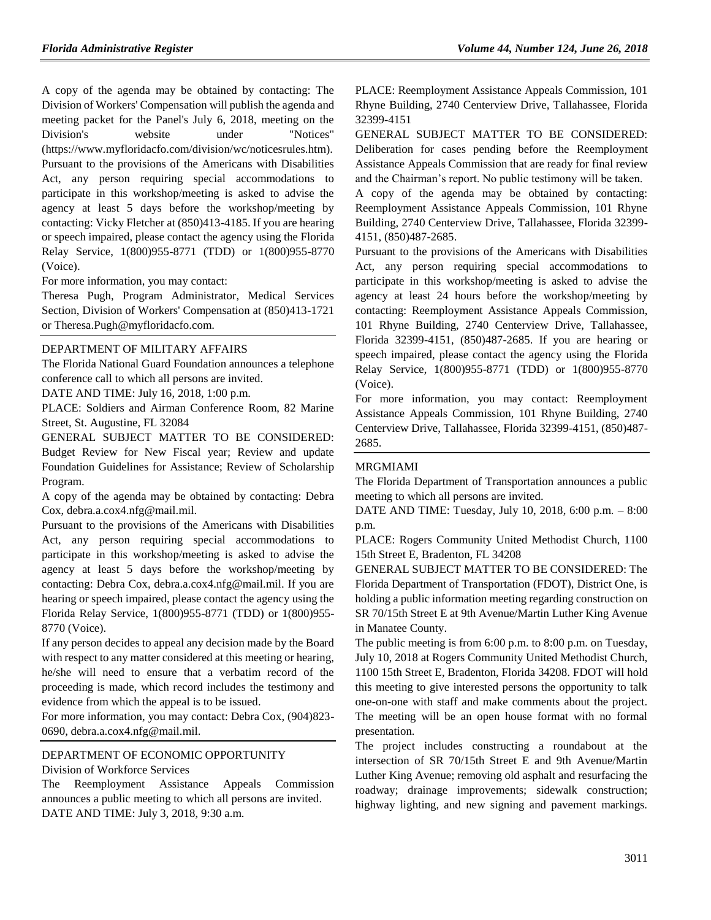A copy of the agenda may be obtained by contacting: The Division of Workers' Compensation will publish the agenda and meeting packet for the Panel's July 6, 2018, meeting on the Division's website under "Notices" (https://www.myfloridacfo.com/division/wc/noticesrules.htm).

Pursuant to the provisions of the Americans with Disabilities Act, any person requiring special accommodations to participate in this workshop/meeting is asked to advise the agency at least 5 days before the workshop/meeting by contacting: Vicky Fletcher at (850)413-4185. If you are hearing or speech impaired, please contact the agency using the Florida Relay Service, 1(800)955-8771 (TDD) or 1(800)955-8770 (Voice).

For more information, you may contact:

Theresa Pugh, Program Administrator, Medical Services Section, Division of Workers' Compensation at (850)413-1721 or Theresa.Pugh@myfloridacfo.com.

## DEPARTMENT OF MILITARY AFFAIRS

The Florida National Guard Foundation announces a telephone conference call to which all persons are invited.

DATE AND TIME: July 16, 2018, 1:00 p.m.

PLACE: Soldiers and Airman Conference Room, 82 Marine Street, St. Augustine, FL 32084

GENERAL SUBJECT MATTER TO BE CONSIDERED: Budget Review for New Fiscal year; Review and update Foundation Guidelines for Assistance; Review of Scholarship Program.

A copy of the agenda may be obtained by contacting: Debra Cox, debra.a.cox4.nfg@mail.mil.

Pursuant to the provisions of the Americans with Disabilities Act, any person requiring special accommodations to participate in this workshop/meeting is asked to advise the agency at least 5 days before the workshop/meeting by contacting: Debra Cox, debra.a.cox4.nfg@mail.mil. If you are hearing or speech impaired, please contact the agency using the Florida Relay Service, 1(800)955-8771 (TDD) or 1(800)955-8770 (Voice).

If any person decides to appeal any decision made by the Board with respect to any matter considered at this meeting or hearing, he/she will need to ensure that a verbatim record of the proceeding is made, which record includes the testimony and evidence from which the appeal is to be issued.

For more information, you may contact: Debra Cox, (904)823-0690, debra.a.cox4.nfg@mail.mil.

## DEPARTMENT OF ECONOMIC OPPORTUNITY

### Division of Workforce Services

The Reemployment Assistance Appeals Commission announces a public meeting to which all persons are invited.

DATE AND TIME: July 3, 2018, 9:30 a.m.

PLACE: Reemployment Assistance Appeals Commission, 101 Rhyne Building, 2740 Centerview Drive, Tallahassee, Florida 32399-4151

GENERAL SUBJECT MATTER TO BE CONSIDERED: Deliberation for cases pending before the Reemployment Assistance Appeals Commission that are ready for final review and the Chairman's report. No public testimony will be taken.

A copy of the agenda may be obtained by contacting: Reemployment Assistance Appeals Commission, 101 Rhyne Building, 2740 Centerview Drive, Tallahassee, Florida 32399-4151, (850)487-2685.

Pursuant to the provisions of the Americans with Disabilities Act, any person requiring special accommodations to participate in this workshop/meeting is asked to advise the agency at least 24 hours before the workshop/meeting by contacting: Reemployment Assistance Appeals Commission, 101 Rhyne Building, 2740 Centerview Drive, Tallahassee, Florida 32399-4151, (850)487-2685. If you are hearing or speech impaired, please contact the agency using the Florida Relay Service, 1(800)955-8771 (TDD) or 1(800)955-8770 (Voice).

For more information, you may contact: Reemployment Assistance Appeals Commission, 101 Rhyne Building, 2740 Centerview Drive, Tallahassee, Florida 32399-4151, (850)487-2685.

## MRGMIAMI

The Florida Department of Transportation announces a public meeting to which all persons are invited.

DATE AND TIME: Tuesday, July 10, 2018, 6:00 p.m. – 8:00 p.m.

PLACE: Rogers Community United Methodist Church, 1100 15th Street E, Bradenton, FL 34208

GENERAL SUBJECT MATTER TO BE CONSIDERED: The Florida Department of Transportation (FDOT), District One, is holding a public information meeting regarding construction on SR 70/15th Street E at 9th Avenue/Martin Luther King Avenue in Manatee County.

The public meeting is from 6:00 p.m. to 8:00 p.m. on Tuesday, July 10, 2018 at Rogers Community United Methodist Church, 1100 15th Street E, Bradenton, Florida 34208. FDOT will hold this meeting to give interested persons the opportunity to talk one-on-one with staff and make comments about the project. The meeting will be an open house format with no formal presentation.

The project includes constructing a roundabout at the intersection of SR 70/15th Street E and 9th Avenue/Martin Luther King Avenue; removing old asphalt and resurfacing the roadway; drainage improvements; sidewalk construction; highway lighting, and new signing and pavement markings.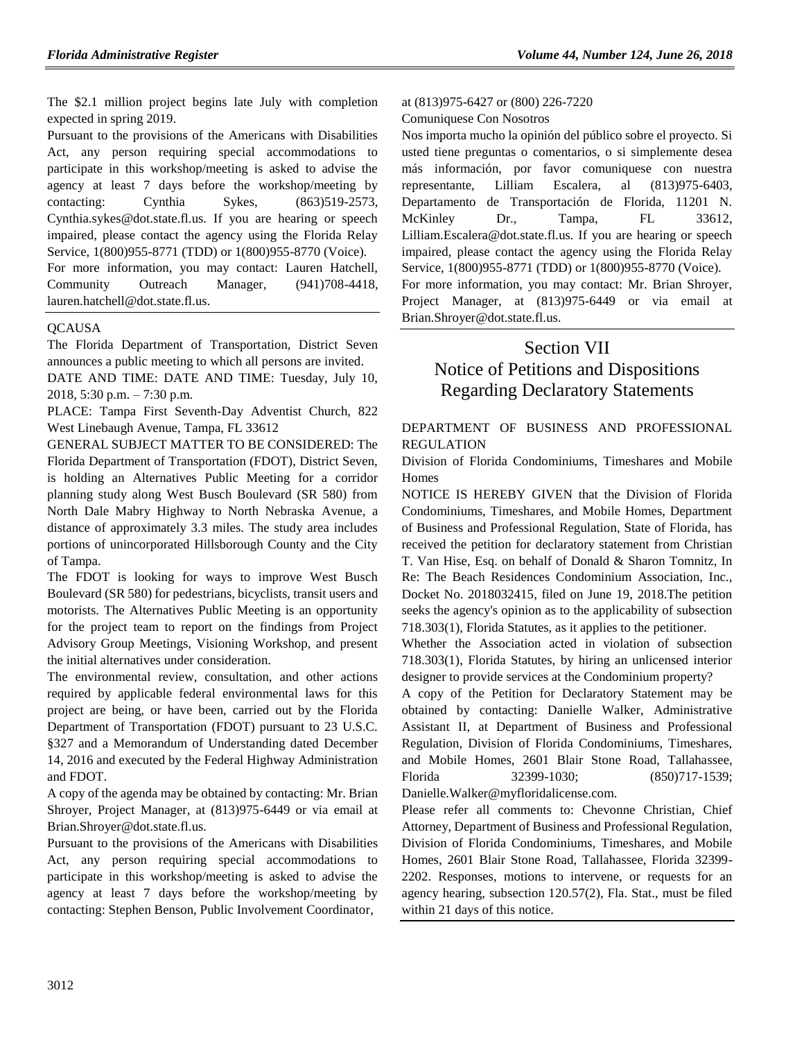The $2.1 million project begins late July with completion expected in spring 2019.

Pursuant to the provisions of the Americans with Disabilities Act, any person requiring special accommodations to participate in this workshop/meeting is asked to advise the agency at least 7 days before the workshop/meeting by contacting: Cynthia Sykes, (863)519-2573, Cynthia.sykes@dot.state.fl.us. If you are hearing or speech impaired, please contact the agency using the Florida Relay Service, 1(800)955-8771 (TDD) or 1(800)955-8770 (Voice).

For more information, you may contact: Lauren Hatchell, Community Outreach Manager, (941)708-4418, lauren.hatchell@dot.state.fl.us.

---

QCAUSA

The Florida Department of Transportation, District Seven announces a public meeting to which all persons are invited.

DATE AND TIME: DATE AND TIME: Tuesday, July 10, 2018, 5:30 p.m. – 7:30 p.m.

PLACE: Tampa First Seventh-Day Adventist Church, 822 West Linebaugh Avenue, Tampa, FL 33612

GENERAL SUBJECT MATTER TO BE CONSIDERED: The Florida Department of Transportation (FDOT), District Seven, is holding an Alternatives Public Meeting for a corridor planning study along West Busch Boulevard (SR 580) from North Dale Mabry Highway to North Nebraska Avenue, a distance of approximately 3.3 miles. The study area includes portions of unincorporated Hillsborough County and the City of Tampa.

The FDOT is looking for ways to improve West Busch Boulevard (SR 580) for pedestrians, bicyclists, transit users and motorists. The Alternatives Public Meeting is an opportunity for the project team to report on the findings from Project Advisory Group Meetings, Visioning Workshop, and present the initial alternatives under consideration.

The environmental review, consultation, and other actions required by applicable federal environmental laws for this project are being, or have been, carried out by the Florida Department of Transportation (FDOT) pursuant to 23 U.S.C. §327 and a Memorandum of Understanding dated December 14, 2016 and executed by the Federal Highway Administration and FDOT.

A copy of the agenda may be obtained by contacting: Mr. Brian Shroyer, Project Manager, at (813)975-6449 or via email at Brian.Shroyer@dot.state.fl.us.

Pursuant to the provisions of the Americans with Disabilities Act, any person requiring special accommodations to participate in this workshop/meeting is asked to advise the agency at least 7 days before the workshop/meeting by contacting: Stephen Benson, Public Involvement Coordinator, at (813)975-6427 or (800) 226-7220

Comuniquese Con Nosotros

Nos importa mucho la opinión del público sobre el proyecto. Si usted tiene preguntas o comentarios, o si simplemente desea más información, por favor comuniquese con nuestra representante, Lilliam Escalera, al (813)975-6403, Departamento de Transportación de Florida, 11201 N. McKinley Dr., Tampa, FL 33612, Lilliam.Escalera@dot.state.fl.us. If you are hearing or speech impaired, please contact the agency using the Florida Relay Service, 1(800)955-8771 (TDD) or 1(800)955-8770 (Voice).

For more information, you may contact: Mr. Brian Shroyer, Project Manager, at (813)975-6449 or via email at Brian.Shroyer@dot.state.fl.us.

---

# Section VII
# Notice of Petitions and Dispositions Regarding Declaratory Statements

DEPARTMENT OF BUSINESS AND PROFESSIONAL REGULATION

Division of Florida Condominiums, Timeshares and Mobile Homes

NOTICE IS HEREBY GIVEN that the Division of Florida Condominiums, Timeshares, and Mobile Homes, Department of Business and Professional Regulation, State of Florida, has received the petition for declaratory statement from Christian T. Van Hise, Esq. on behalf of Donald & Sharon Tomnitz, In Re: The Beach Residences Condominium Association, Inc., Docket No. 2018032415, filed on June 19, 2018.The petition seeks the agency's opinion as to the applicability of subsection 718.303(1), Florida Statutes, as it applies to the petitioner.

Whether the Association acted in violation of subsection 718.303(1), Florida Statutes, by hiring an unlicensed interior designer to provide services at the Condominium property?

A copy of the Petition for Declaratory Statement may be obtained by contacting: Danielle Walker, Administrative Assistant II, at Department of Business and Professional Regulation, Division of Florida Condominiums, Timeshares, and Mobile Homes, 2601 Blair Stone Road, Tallahassee, Florida 32399-1030; (850)717-1539; Danielle.Walker@myfloridalicense.com.

Please refer all comments to: Chevonne Christian, Chief Attorney, Department of Business and Professional Regulation, Division of Florida Condominiums, Timeshares, and Mobile Homes, 2601 Blair Stone Road, Tallahassee, Florida 32399-2202. Responses, motions to intervene, or requests for an agency hearing, subsection 120.57(2), Fla. Stat., must be filed within 21 days of this notice.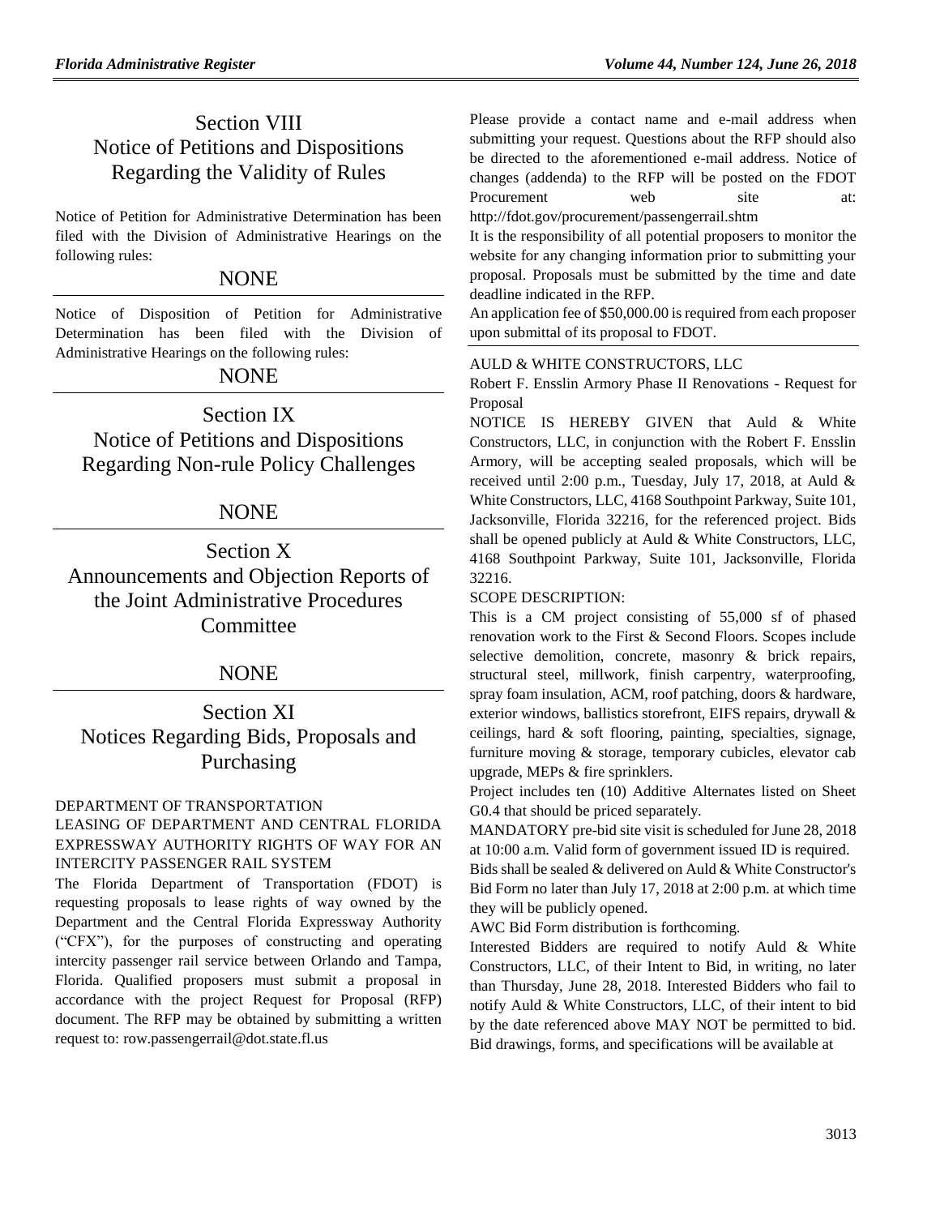# Section VIII
# Notice of Petitions and Dispositions Regarding the Validity of Rules

Notice of Petition for Administrative Determination has been filed with the Division of Administrative Hearings on the following rules:

NONE

Notice of Disposition of Petition for Administrative Determination has been filed with the Division of Administrative Hearings on the following rules:

NONE

# Section IX
# Notice of Petitions and Dispositions Regarding Non-rule Policy Challenges

NONE

# Section X
# Announcements and Objection Reports of the Joint Administrative Procedures Committee

NONE

# Section XI
# Notices Regarding Bids, Proposals and Purchasing

DEPARTMENT OF TRANSPORTATION

LEASING OF DEPARTMENT AND CENTRAL FLORIDA EXPRESSWAY AUTHORITY RIGHTS OF WAY FOR AN INTERCITY PASSENGER RAIL SYSTEM

The Florida Department of Transportation (FDOT) is requesting proposals to lease rights of way owned by the Department and the Central Florida Expressway Authority ("CFX"), for the purposes of constructing and operating intercity passenger rail service between Orlando and Tampa, Florida. Qualified proposers must submit a proposal in accordance with the project Request for Proposal (RFP) document. The RFP may be obtained by submitting a written request to: row.passengerrail@dot.state.fl.us

Please provide a contact name and e-mail address when submitting your request. Questions about the RFP should also be directed to the aforementioned e-mail address. Notice of changes (addenda) to the RFP will be posted on the FDOT Procurement web site at: http://fdot.gov/procurement/passengerrail.shtm

It is the responsibility of all potential proposers to monitor the website for any changing information prior to submitting your proposal. Proposals must be submitted by the time and date deadline indicated in the RFP.

An application fee of $50,000.00 is required from each proposer upon submittal of its proposal to FDOT.

AULD & WHITE CONSTRUCTORS, LLC

Robert F. Ensslin Armory Phase II Renovations - Request for Proposal

NOTICE IS HEREBY GIVEN that Auld & White Constructors, LLC, in conjunction with the Robert F. Ensslin Armory, will be accepting sealed proposals, which will be received until 2:00 p.m., Tuesday, July 17, 2018, at Auld & White Constructors, LLC, 4168 Southpoint Parkway, Suite 101, Jacksonville, Florida 32216, for the referenced project. Bids shall be opened publicly at Auld & White Constructors, LLC, 4168 Southpoint Parkway, Suite 101, Jacksonville, Florida 32216.

SCOPE DESCRIPTION:

This is a CM project consisting of 55,000 sf of phased renovation work to the First & Second Floors. Scopes include selective demolition, concrete, masonry & brick repairs, structural steel, millwork, finish carpentry, waterproofing, spray foam insulation, ACM, roof patching, doors & hardware, exterior windows, ballistics storefront, EIFS repairs, drywall & ceilings, hard & soft flooring, painting, specialties, signage, furniture moving & storage, temporary cubicles, elevator cab upgrade, MEPs & fire sprinklers.

Project includes ten (10) Additive Alternates listed on Sheet G0.4 that should be priced separately.

MANDATORY pre-bid site visit is scheduled for June 28, 2018 at 10:00 a.m. Valid form of government issued ID is required.

Bids shall be sealed & delivered on Auld & White Constructor's Bid Form no later than July 17, 2018 at 2:00 p.m. at which time they will be publicly opened.

AWC Bid Form distribution is forthcoming.

Interested Bidders are required to notify Auld & White Constructors, LLC, of their Intent to Bid, in writing, no later than Thursday, June 28, 2018. Interested Bidders who fail to notify Auld & White Constructors, LLC, of their intent to bid by the date referenced above MAY NOT be permitted to bid.

Bid drawings, forms, and specifications will be available at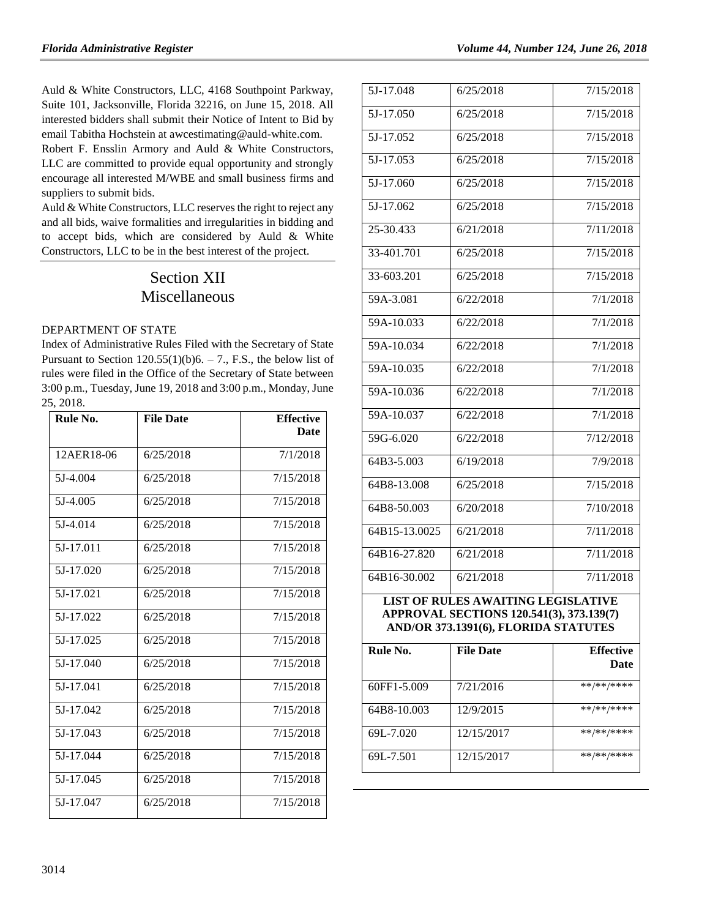Auld & White Constructors, LLC, 4168 Southpoint Parkway, Suite 101, Jacksonville, Florida 32216, on June 15, 2018. All interested bidders shall submit their Notice of Intent to Bid by email Tabitha Hochstein at awcestimating@auld-white.com.

Robert F. Ensslin Armory and Auld & White Constructors, LLC are committed to provide equal opportunity and strongly encourage all interested M/WBE and small business firms and suppliers to submit bids.

Auld & White Constructors, LLC reserves the right to reject any and all bids, waive formalities and irregularities in bidding and to accept bids, which are considered by Auld & White Constructors, LLC to be in the best interest of the project.

# Section XII
# Miscellaneous

DEPARTMENT OF STATE

Index of Administrative Rules Filed with the Secretary of State Pursuant to Section 120.55(1)(b)6. – 7., F.S., the below list of rules were filed in the Office of the Secretary of State between 3:00 p.m., Tuesday, June 19, 2018 and 3:00 p.m., Monday, June 25, 2018.

| Rule No. | File Date | Effective Date |
|---|---|---|
| 12AER18-06 | 6/25/2018 | 7/1/2018 |
| 5J-4.004 | 6/25/2018 | 7/15/2018 |
| 5J-4.005 | 6/25/2018 | 7/15/2018 |
| 5J-4.014 | 6/25/2018 | 7/15/2018 |
| 5J-17.011 | 6/25/2018 | 7/15/2018 |
| 5J-17.020 | 6/25/2018 | 7/15/2018 |
| 5J-17.021 | 6/25/2018 | 7/15/2018 |
| 5J-17.022 | 6/25/2018 | 7/15/2018 |
| 5J-17.025 | 6/25/2018 | 7/15/2018 |
| 5J-17.040 | 6/25/2018 | 7/15/2018 |
| 5J-17.041 | 6/25/2018 | 7/15/2018 |
| 5J-17.042 | 6/25/2018 | 7/15/2018 |
| 5J-17.043 | 6/25/2018 | 7/15/2018 |
| 5J-17.044 | 6/25/2018 | 7/15/2018 |
| 5J-17.045 | 6/25/2018 | 7/15/2018 |
| 5J-17.047 | 6/25/2018 | 7/15/2018 |
| 5J-17.048 | 6/25/2018 | 7/15/2018 |
| 5J-17.050 | 6/25/2018 | 7/15/2018 |
| 5J-17.052 | 6/25/2018 | 7/15/2018 |
| 5J-17.053 | 6/25/2018 | 7/15/2018 |
| 5J-17.060 | 6/25/2018 | 7/15/2018 |
| 5J-17.062 | 6/25/2018 | 7/15/2018 |
| 25-30.433 | 6/21/2018 | 7/11/2018 |
| 33-401.701 | 6/25/2018 | 7/15/2018 |
| 33-603.201 | 6/25/2018 | 7/15/2018 |
| 59A-3.081 | 6/22/2018 | 7/1/2018 |
| 59A-10.033 | 6/22/2018 | 7/1/2018 |
| 59A-10.034 | 6/22/2018 | 7/1/2018 |
| 59A-10.035 | 6/22/2018 | 7/1/2018 |
| 59A-10.036 | 6/22/2018 | 7/1/2018 |
| 59A-10.037 | 6/22/2018 | 7/1/2018 |
| 59G-6.020 | 6/22/2018 | 7/12/2018 |
| 64B3-5.003 | 6/19/2018 | 7/9/2018 |
| 64B8-13.008 | 6/25/2018 | 7/15/2018 |
| 64B8-50.003 | 6/20/2018 | 7/10/2018 |
| 64B15-13.0025 | 6/21/2018 | 7/11/2018 |
| 64B16-27.820 | 6/21/2018 | 7/11/2018 |
| 64B16-30.002 | 6/21/2018 | 7/11/2018 |

**LIST OF RULES AWAITING LEGISLATIVE APPROVAL SECTIONS 120.541(3), 373.139(7) AND/OR 373.1391(6), FLORIDA STATUTES**

| Rule No. | File Date | Effective Date |
|---|---|---|
| 60FF1-5.009 | 7/21/2016 | \*\*/\*\*/\*\*\*\* |
| 64B8-10.003 | 12/9/2015 | \*\*/\*\*/\*\*\*\* |
| 69L-7.020 | 12/15/2017 | \*\*/\*\*/\*\*\*\* |
| 69L-7.501 | 12/15/2017 | \*\*/\*\*/\*\*\*\* |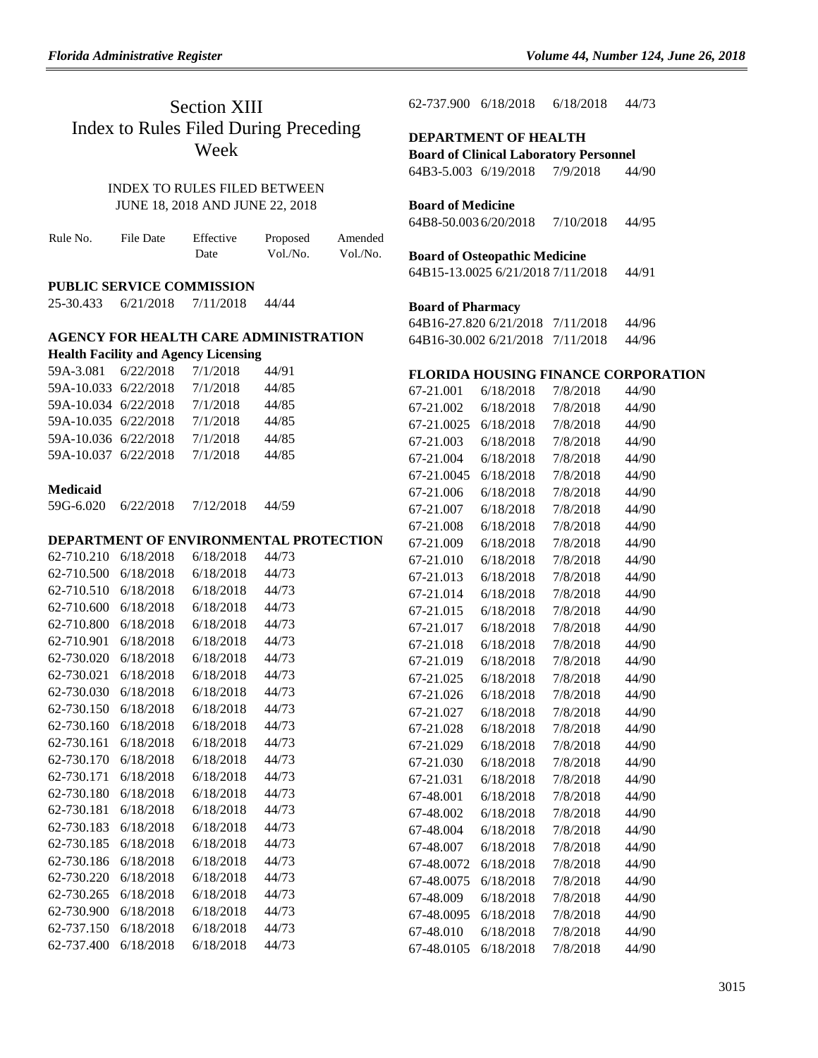# Section XIII
# Index to Rules Filed During Preceding Week

INDEX TO RULES FILED BETWEEN
JUNE 18, 2018 AND JUNE 22, 2018

| Rule No. | File Date | Effective Date | Proposed Vol./No. | Amended Vol./No. |
|---|---|---|---|---|
| **PUBLIC SERVICE COMMISSION** | | | | |
| 25-30.433 | 6/21/2018 | 7/11/2018 | 44/44 | |
| **AGENCY FOR HEALTH CARE ADMINISTRATION** | | | | |
| **Health Facility and Agency Licensing** | | | | |
| 59A-3.081 | 6/22/2018 | 7/1/2018 | 44/91 | |
| 59A-10.033 | 6/22/2018 | 7/1/2018 | 44/85 | |
| 59A-10.034 | 6/22/2018 | 7/1/2018 | 44/85 | |
| 59A-10.035 | 6/22/2018 | 7/1/2018 | 44/85 | |
| 59A-10.036 | 6/22/2018 | 7/1/2018 | 44/85 | |
| 59A-10.037 | 6/22/2018 | 7/1/2018 | 44/85 | |
| **Medicaid** | | | | |
| 59G-6.020 | 6/22/2018 | 7/12/2018 | 44/59 | |
| **DEPARTMENT OF ENVIRONMENTAL PROTECTION** | | | | |
| 62-710.210 | 6/18/2018 | 6/18/2018 | 44/73 | |
| 62-710.500 | 6/18/2018 | 6/18/2018 | 44/73 | |
| 62-710.510 | 6/18/2018 | 6/18/2018 | 44/73 | |
| 62-710.600 | 6/18/2018 | 6/18/2018 | 44/73 | |
| 62-710.800 | 6/18/2018 | 6/18/2018 | 44/73 | |
| 62-710.901 | 6/18/2018 | 6/18/2018 | 44/73 | |
| 62-730.020 | 6/18/2018 | 6/18/2018 | 44/73 | |
| 62-730.021 | 6/18/2018 | 6/18/2018 | 44/73 | |
| 62-730.030 | 6/18/2018 | 6/18/2018 | 44/73 | |
| 62-730.150 | 6/18/2018 | 6/18/2018 | 44/73 | |
| 62-730.160 | 6/18/2018 | 6/18/2018 | 44/73 | |
| 62-730.161 | 6/18/2018 | 6/18/2018 | 44/73 | |
| 62-730.170 | 6/18/2018 | 6/18/2018 | 44/73 | |
| 62-730.171 | 6/18/2018 | 6/18/2018 | 44/73 | |
| 62-730.180 | 6/18/2018 | 6/18/2018 | 44/73 | |
| 62-730.181 | 6/18/2018 | 6/18/2018 | 44/73 | |
| 62-730.183 | 6/18/2018 | 6/18/2018 | 44/73 | |
| 62-730.185 | 6/18/2018 | 6/18/2018 | 44/73 | |
| 62-730.186 | 6/18/2018 | 6/18/2018 | 44/73 | |
| 62-730.220 | 6/18/2018 | 6/18/2018 | 44/73 | |
| 62-730.265 | 6/18/2018 | 6/18/2018 | 44/73 | |
| 62-730.900 | 6/18/2018 | 6/18/2018 | 44/73 | |
| 62-737.150 | 6/18/2018 | 6/18/2018 | 44/73 | |
| 62-737.400 | 6/18/2018 | 6/18/2018 | 44/73 | |
| 62-737.900 | 6/18/2018 | 6/18/2018 | 44/73 | |
| **DEPARTMENT OF HEALTH** | | | | |
| **Board of Clinical Laboratory Personnel** | | | | |
| 64B3-5.003 | 6/19/2018 | 7/9/2018 | 44/90 | |
| **Board of Medicine** | | | | |
| 64B8-50.003 | 6/20/2018 | 7/10/2018 | 44/95 | |
| **Board of Osteopathic Medicine** | | | | |
| 64B15-13.0025 | 6/21/2018 | 7/11/2018 | 44/91 | |
| **Board of Pharmacy** | | | | |
| 64B16-27.820 | 6/21/2018 | 7/11/2018 | 44/96 | |
| 64B16-30.002 | 6/21/2018 | 7/11/2018 | 44/96 | |
| **FLORIDA HOUSING FINANCE CORPORATION** | | | | |
| 67-21.001 | 6/18/2018 | 7/8/2018 | 44/90 | |
| 67-21.002 | 6/18/2018 | 7/8/2018 | 44/90 | |
| 67-21.0025 | 6/18/2018 | 7/8/2018 | 44/90 | |
| 67-21.003 | 6/18/2018 | 7/8/2018 | 44/90 | |
| 67-21.004 | 6/18/2018 | 7/8/2018 | 44/90 | |
| 67-21.0045 | 6/18/2018 | 7/8/2018 | 44/90 | |
| 67-21.006 | 6/18/2018 | 7/8/2018 | 44/90 | |
| 67-21.007 | 6/18/2018 | 7/8/2018 | 44/90 | |
| 67-21.008 | 6/18/2018 | 7/8/2018 | 44/90 | |
| 67-21.009 | 6/18/2018 | 7/8/2018 | 44/90 | |
| 67-21.010 | 6/18/2018 | 7/8/2018 | 44/90 | |
| 67-21.013 | 6/18/2018 | 7/8/2018 | 44/90 | |
| 67-21.014 | 6/18/2018 | 7/8/2018 | 44/90 | |
| 67-21.015 | 6/18/2018 | 7/8/2018 | 44/90 | |
| 67-21.017 | 6/18/2018 | 7/8/2018 | 44/90 | |
| 67-21.018 | 6/18/2018 | 7/8/2018 | 44/90 | |
| 67-21.019 | 6/18/2018 | 7/8/2018 | 44/90 | |
| 67-21.025 | 6/18/2018 | 7/8/2018 | 44/90 | |
| 67-21.026 | 6/18/2018 | 7/8/2018 | 44/90 | |
| 67-21.027 | 6/18/2018 | 7/8/2018 | 44/90 | |
| 67-21.028 | 6/18/2018 | 7/8/2018 | 44/90 | |
| 67-21.029 | 6/18/2018 | 7/8/2018 | 44/90 | |
| 67-21.030 | 6/18/2018 | 7/8/2018 | 44/90 | |
| 67-21.031 | 6/18/2018 | 7/8/2018 | 44/90 | |
| 67-48.001 | 6/18/2018 | 7/8/2018 | 44/90 | |
| 67-48.002 | 6/18/2018 | 7/8/2018 | 44/90 | |
| 67-48.004 | 6/18/2018 | 7/8/2018 | 44/90 | |
| 67-48.007 | 6/18/2018 | 7/8/2018 | 44/90 | |
| 67-48.0072 | 6/18/2018 | 7/8/2018 | 44/90 | |
| 67-48.0075 | 6/18/2018 | 7/8/2018 | 44/90 | |
| 67-48.009 | 6/18/2018 | 7/8/2018 | 44/90 | |
| 67-48.0095 | 6/18/2018 | 7/8/2018 | 44/90 | |
| 67-48.010 | 6/18/2018 | 7/8/2018 | 44/90 | |
| 67-48.0105 | 6/18/2018 | 7/8/2018 | 44/90 | |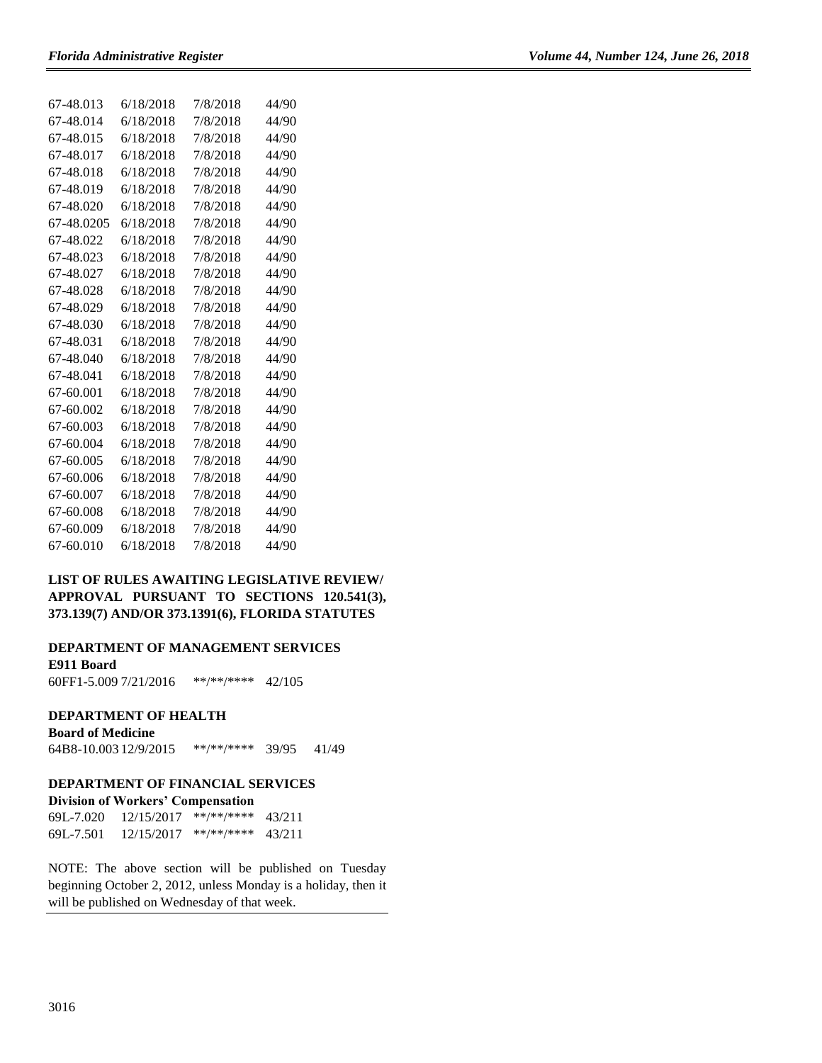| | | | |
|---|---|---|---|
| 67-48.013 | 6/18/2018 | 7/8/2018 | 44/90 |
| 67-48.014 | 6/18/2018 | 7/8/2018 | 44/90 |
| 67-48.015 | 6/18/2018 | 7/8/2018 | 44/90 |
| 67-48.017 | 6/18/2018 | 7/8/2018 | 44/90 |
| 67-48.018 | 6/18/2018 | 7/8/2018 | 44/90 |
| 67-48.019 | 6/18/2018 | 7/8/2018 | 44/90 |
| 67-48.020 | 6/18/2018 | 7/8/2018 | 44/90 |
| 67-48.0205 | 6/18/2018 | 7/8/2018 | 44/90 |
| 67-48.022 | 6/18/2018 | 7/8/2018 | 44/90 |
| 67-48.023 | 6/18/2018 | 7/8/2018 | 44/90 |
| 67-48.027 | 6/18/2018 | 7/8/2018 | 44/90 |
| 67-48.028 | 6/18/2018 | 7/8/2018 | 44/90 |
| 67-48.029 | 6/18/2018 | 7/8/2018 | 44/90 |
| 67-48.030 | 6/18/2018 | 7/8/2018 | 44/90 |
| 67-48.031 | 6/18/2018 | 7/8/2018 | 44/90 |
| 67-48.040 | 6/18/2018 | 7/8/2018 | 44/90 |
| 67-48.041 | 6/18/2018 | 7/8/2018 | 44/90 |
| 67-60.001 | 6/18/2018 | 7/8/2018 | 44/90 |
| 67-60.002 | 6/18/2018 | 7/8/2018 | 44/90 |
| 67-60.003 | 6/18/2018 | 7/8/2018 | 44/90 |
| 67-60.004 | 6/18/2018 | 7/8/2018 | 44/90 |
| 67-60.005 | 6/18/2018 | 7/8/2018 | 44/90 |
| 67-60.006 | 6/18/2018 | 7/8/2018 | 44/90 |
| 67-60.007 | 6/18/2018 | 7/8/2018 | 44/90 |
| 67-60.008 | 6/18/2018 | 7/8/2018 | 44/90 |
| 67-60.009 | 6/18/2018 | 7/8/2018 | 44/90 |
| 67-60.010 | 6/18/2018 | 7/8/2018 | 44/90 |

## LIST OF RULES AWAITING LEGISLATIVE REVIEW/ APPROVAL PURSUANT TO SECTIONS 120.541(3), 373.139(7) AND/OR 373.1391(6), FLORIDA STATUTES

### DEPARTMENT OF MANAGEMENT SERVICES

**E911 Board**

| | | | | |
|---|---|---|---|---|
| 60FF1-5.009 | 7/21/2016 | **/**/**** | 42/105 | |

### DEPARTMENT OF HEALTH

**Board of Medicine**

| | | | | |
|---|---|---|---|---|
| 64B8-10.003 | 12/9/2015 | **/**/**** | 39/95 | 41/49 |

### DEPARTMENT OF FINANCIAL SERVICES

**Division of Workers' Compensation**

| | | | |
|---|---|---|---|
| 69L-7.020 | 12/15/2017 | **/**/**** | 43/211 |
| 69L-7.501 | 12/15/2017 | **/**/**** | 43/211 |

NOTE: The above section will be published on Tuesday beginning October 2, 2012, unless Monday is a holiday, then it will be published on Wednesday of that week.